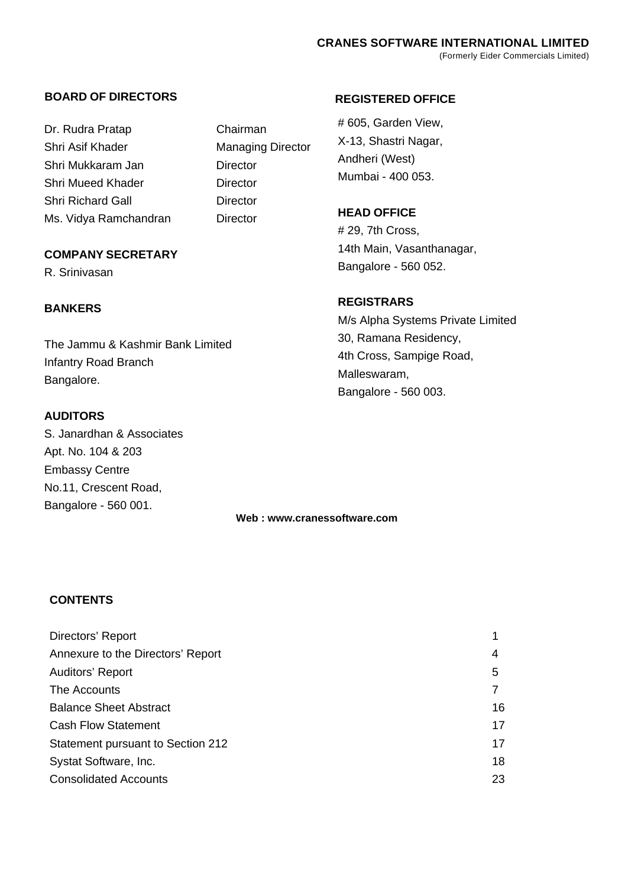# CRANES SOFTWARE INTERNATIONAL LIMITED

(Formerly Eider Commercials Limited)

## BOARD OF DIRECTORS

| | |
|---|---|
| Dr. Rudra Pratap | Chairman |
| Shri Asif Khader | Managing Director |
| Shri Mukkaram Jan | Director |
| Shri Mueed Khader | Director |
| Shri Richard Gall | Director |
| Ms. Vidya Ramchandran | Director |

## COMPANY SECRETARY

R. Srinivasan

## BANKERS

The Jammu & Kashmir Bank Limited
Infantry Road Branch
Bangalore.

## AUDITORS

S. Janardhan & Associates
Apt. No. 104 & 203
Embassy Centre
No.11, Crescent Road,
Bangalore - 560 001.

## REGISTERED OFFICE

# 605, Garden View,
X-13, Shastri Nagar,
Andheri (West)
Mumbai - 400 053.

## HEAD OFFICE

# 29, 7th Cross,
14th Main, Vasanthanagar,
Bangalore - 560 052.

## REGISTRARS

M/s Alpha Systems Private Limited
30, Ramana Residency,
4th Cross, Sampige Road,
Malleswaram,
Bangalore - 560 003.

**Web : www.cranessoftware.com**

## CONTENTS

| | |
|---|---|
| Directors' Report | 1 |
| Annexure to the Directors' Report | 4 |
| Auditors' Report | 5 |
| The Accounts | 7 |
| Balance Sheet Abstract | 16 |
| Cash Flow Statement | 17 |
| Statement pursuant to Section 212 | 17 |
| Systat Software, Inc. | 18 |
| Consolidated Accounts | 23 |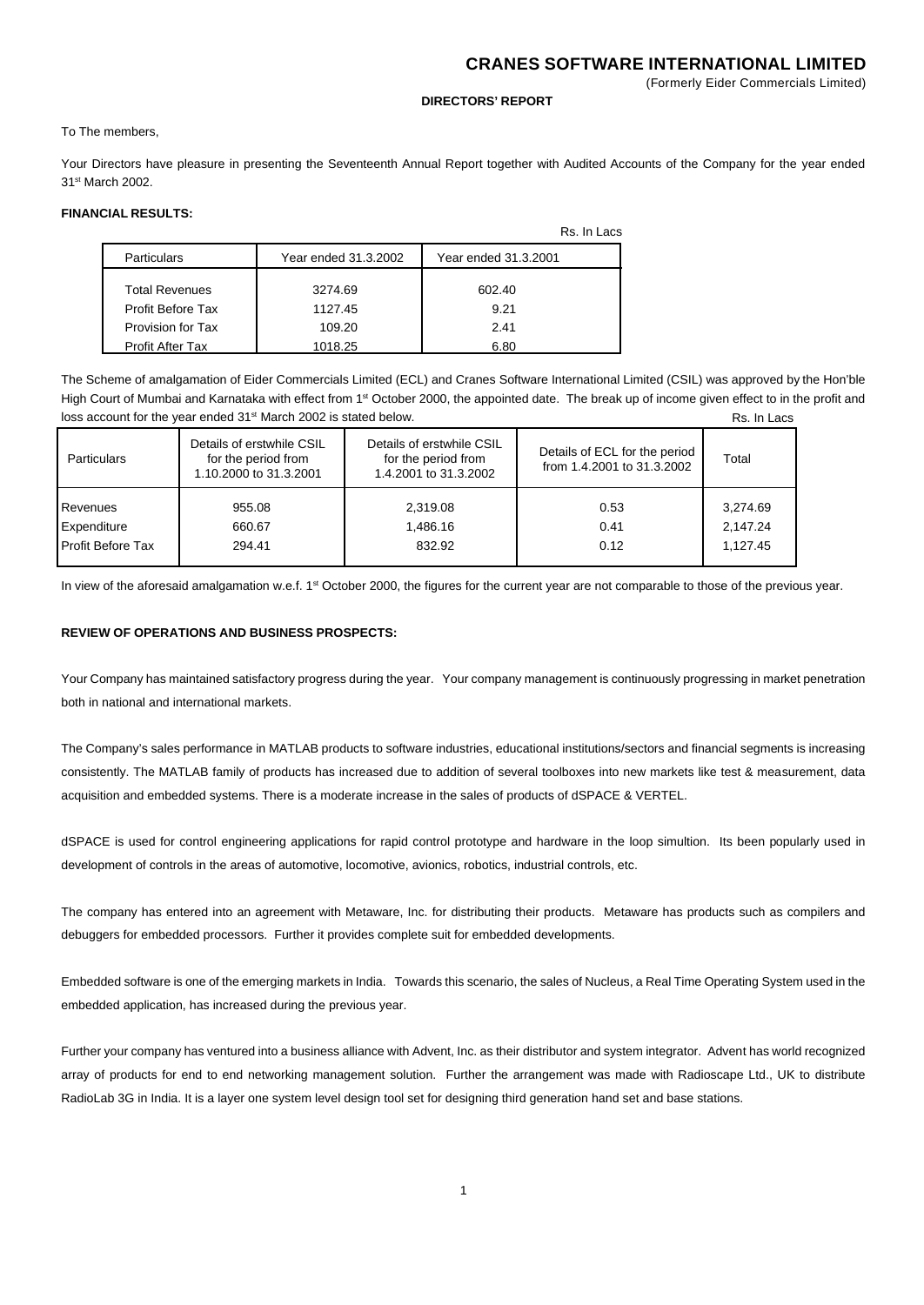# CRANES SOFTWARE INTERNATIONAL LIMITED

(Formerly Eider Commercials Limited)

## DIRECTORS' REPORT

To The members,

Your Directors have pleasure in presenting the Seventeenth Annual Report together with Audited Accounts of the Company for the year ended 31st March 2002.

**FINANCIAL RESULTS:**

Rs. In Lacs

| Particulars | Year ended 31.3.2002 | Year ended 31.3.2001 |
|---|---|---|
| Total Revenues | 3274.69 | 602.40 |
| Profit Before Tax | 1127.45 | 9.21 |
| Provision for Tax | 109.20 | 2.41 |
| Profit After Tax | 1018.25 | 6.80 |

The Scheme of amalgamation of Eider Commercials Limited (ECL) and Cranes Software International Limited (CSIL) was approved by the Hon'ble High Court of Mumbai and Karnataka with effect from 1st October 2000, the appointed date. The break up of income given effect to in the profit and loss account for the year ended 31st March 2002 is stated below.

Rs. In Lacs

| Particulars | Details of erstwhile CSIL for the period from 1.10.2000 to 31.3.2001 | Details of erstwhile CSIL for the period from 1.4.2001 to 31.3.2002 | Details of ECL for the period from 1.4.2001 to 31.3.2002 | Total |
|---|---|---|---|---|
| Revenues | 955.08 | 2,319.08 | 0.53 | 3,274.69 |
| Expenditure | 660.67 | 1,486.16 | 0.41 | 2,147.24 |
| Profit Before Tax | 294.41 | 832.92 | 0.12 | 1,127.45 |

In view of the aforesaid amalgamation w.e.f. 1st October 2000, the figures for the current year are not comparable to those of the previous year.

**REVIEW OF OPERATIONS AND BUSINESS PROSPECTS:**

Your Company has maintained satisfactory progress during the year. Your company management is continuously progressing in market penetration both in national and international markets.

The Company's sales performance in MATLAB products to software industries, educational institutions/sectors and financial segments is increasing consistently. The MATLAB family of products has increased due to addition of several toolboxes into new markets like test & measurement, data acquisition and embedded systems. There is a moderate increase in the sales of products of dSPACE & VERTEL.

dSPACE is used for control engineering applications for rapid control prototype and hardware in the loop simultion. Its been popularly used in development of controls in the areas of automotive, locomotive, avionics, robotics, industrial controls, etc.

The company has entered into an agreement with Metaware, Inc. for distributing their products. Metaware has products such as compilers and debuggers for embedded processors. Further it provides complete suit for embedded developments.

Embedded software is one of the emerging markets in India. Towards this scenario, the sales of Nucleus, a Real Time Operating System used in the embedded application, has increased during the previous year.

Further your company has ventured into a business alliance with Advent, Inc. as their distributor and system integrator. Advent has world recognized array of products for end to end networking management solution. Further the arrangement was made with Radioscape Ltd., UK to distribute RadioLab 3G in India. It is a layer one system level design tool set for designing third generation hand set and base stations.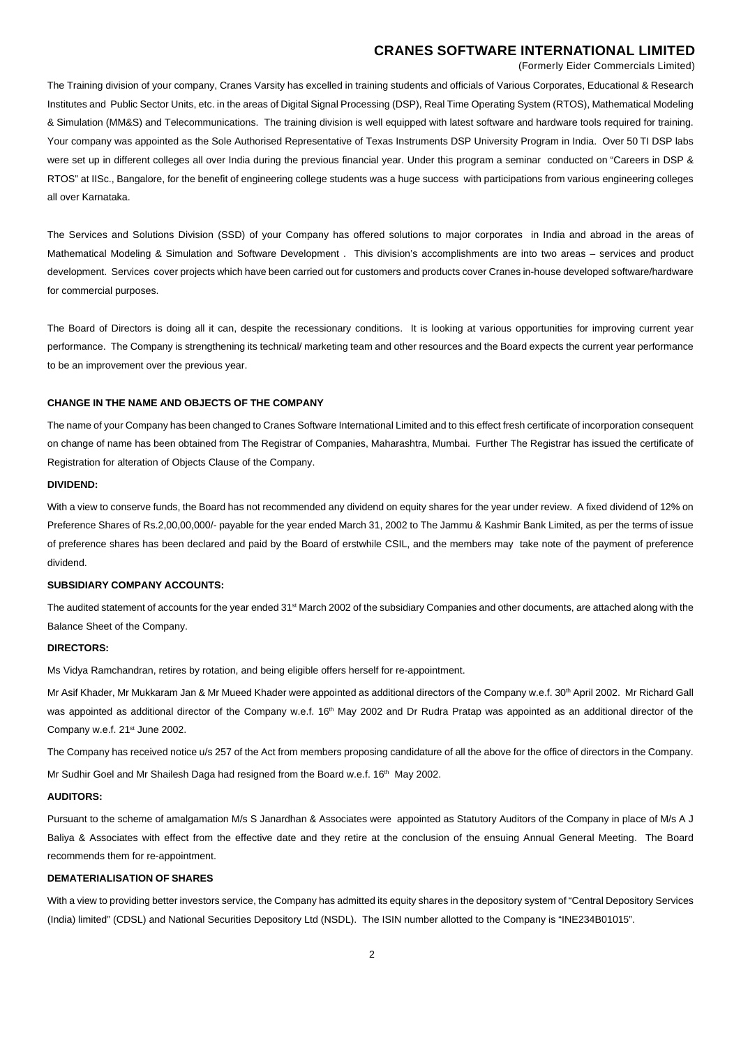The Training division of your company, Cranes Varsity has excelled in training students and officials of Various Corporates, Educational & Research Institutes and Public Sector Units, etc. in the areas of Digital Signal Processing (DSP), Real Time Operating System (RTOS), Mathematical Modeling & Simulation (MM&S) and Telecommunications. The training division is well equipped with latest software and hardware tools required for training. Your company was appointed as the Sole Authorised Representative of Texas Instruments DSP University Program in India. Over 50 TI DSP labs were set up in different colleges all over India during the previous financial year. Under this program a seminar conducted on "Careers in DSP & RTOS" at IISc., Bangalore, for the benefit of engineering college students was a huge success with participations from various engineering colleges all over Karnataka.

The Services and Solutions Division (SSD) of your Company has offered solutions to major corporates in India and abroad in the areas of Mathematical Modeling & Simulation and Software Development . This division's accomplishments are into two areas – services and product development. Services cover projects which have been carried out for customers and products cover Cranes in-house developed software/hardware for commercial purposes.

The Board of Directors is doing all it can, despite the recessionary conditions. It is looking at various opportunities for improving current year performance. The Company is strengthening its technical/ marketing team and other resources and the Board expects the current year performance to be an improvement over the previous year.

**CHANGE IN THE NAME AND OBJECTS OF THE COMPANY**

The name of your Company has been changed to Cranes Software International Limited and to this effect fresh certificate of incorporation consequent on change of name has been obtained from The Registrar of Companies, Maharashtra, Mumbai. Further The Registrar has issued the certificate of Registration for alteration of Objects Clause of the Company.

**DIVIDEND:**

With a view to conserve funds, the Board has not recommended any dividend on equity shares for the year under review. A fixed dividend of 12% on Preference Shares of Rs.2,00,00,000/- payable for the year ended March 31, 2002 to The Jammu & Kashmir Bank Limited, as per the terms of issue of preference shares has been declared and paid by the Board of erstwhile CSIL, and the members may take note of the payment of preference dividend.

**SUBSIDIARY COMPANY ACCOUNTS:**

The audited statement of accounts for the year ended 31st March 2002 of the subsidiary Companies and other documents, are attached along with the Balance Sheet of the Company.

**DIRECTORS:**

Ms Vidya Ramchandran, retires by rotation, and being eligible offers herself for re-appointment.

Mr Asif Khader, Mr Mukkaram Jan & Mr Mueed Khader were appointed as additional directors of the Company w.e.f. 30th April 2002. Mr Richard Gall was appointed as additional director of the Company w.e.f. 16th May 2002 and Dr Rudra Pratap was appointed as an additional director of the Company w.e.f. 21st June 2002.

The Company has received notice u/s 257 of the Act from members proposing candidature of all the above for the office of directors in the Company.

Mr Sudhir Goel and Mr Shailesh Daga had resigned from the Board w.e.f. 16th May 2002.

**AUDITORS:**

Pursuant to the scheme of amalgamation M/s S Janardhan & Associates were appointed as Statutory Auditors of the Company in place of M/s A J Baliya & Associates with effect from the effective date and they retire at the conclusion of the ensuing Annual General Meeting. The Board recommends them for re-appointment.

**DEMATERIALISATION OF SHARES**

With a view to providing better investors service, the Company has admitted its equity shares in the depository system of "Central Depository Services (India) limited" (CDSL) and National Securities Depository Ltd (NSDL). The ISIN number allotted to the Company is "INE234B01015".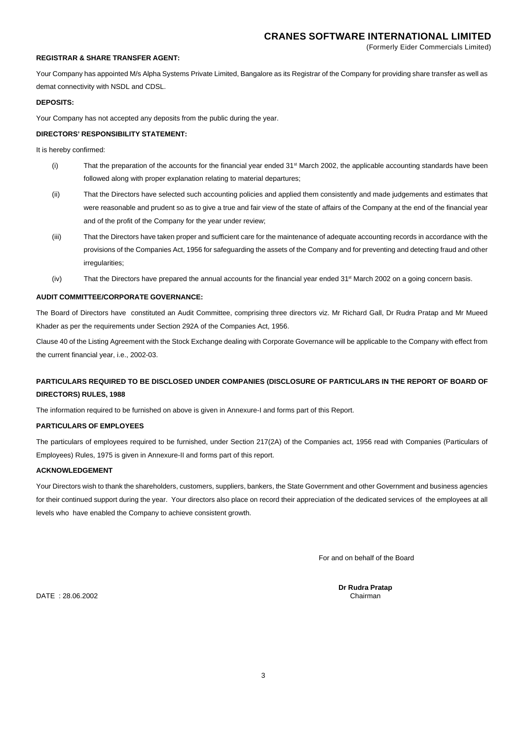**REGISTRAR & SHARE TRANSFER AGENT:**

Your Company has appointed M/s Alpha Systems Private Limited, Bangalore as its Registrar of the Company for providing share transfer as well as demat connectivity with NSDL and CDSL.

**DEPOSITS:**

Your Company has not accepted any deposits from the public during the year.

**DIRECTORS' RESPONSIBILITY STATEMENT:**

It is hereby confirmed:

(i) That the preparation of the accounts for the financial year ended 31st March 2002, the applicable accounting standards have been followed along with proper explanation relating to material departures;

(ii) That the Directors have selected such accounting policies and applied them consistently and made judgements and estimates that were reasonable and prudent so as to give a true and fair view of the state of affairs of the Company at the end of the financial year and of the profit of the Company for the year under review;

(iii) That the Directors have taken proper and sufficient care for the maintenance of adequate accounting records in accordance with the provisions of the Companies Act, 1956 for safeguarding the assets of the Company and for preventing and detecting fraud and other irregularities;

(iv) That the Directors have prepared the annual accounts for the financial year ended 31st March 2002 on a going concern basis.

**AUDIT COMMITTEE/CORPORATE GOVERNANCE:**

The Board of Directors have constituted an Audit Committee, comprising three directors viz. Mr Richard Gall, Dr Rudra Pratap and Mr Mueed Khader as per the requirements under Section 292A of the Companies Act, 1956.

Clause 40 of the Listing Agreement with the Stock Exchange dealing with Corporate Governance will be applicable to the Company with effect from the current financial year, i.e., 2002-03.

**PARTICULARS REQUIRED TO BE DISCLOSED UNDER COMPANIES (DISCLOSURE OF PARTICULARS IN THE REPORT OF BOARD OF DIRECTORS) RULES, 1988**

The information required to be furnished on above is given in Annexure-I and forms part of this Report.

**PARTICULARS OF EMPLOYEES**

The particulars of employees required to be furnished, under Section 217(2A) of the Companies act, 1956 read with Companies (Particulars of Employees) Rules, 1975 is given in Annexure-II and forms part of this report.

**ACKNOWLEDGEMENT**

Your Directors wish to thank the shareholders, customers, suppliers, bankers, the State Government and other Government and business agencies for their continued support during the year. Your directors also place on record their appreciation of the dedicated services of the employees at all levels who have enabled the Company to achieve consistent growth.

For and on behalf of the Board

**Dr Rudra Pratap**
Chairman

DATE : 28.06.2002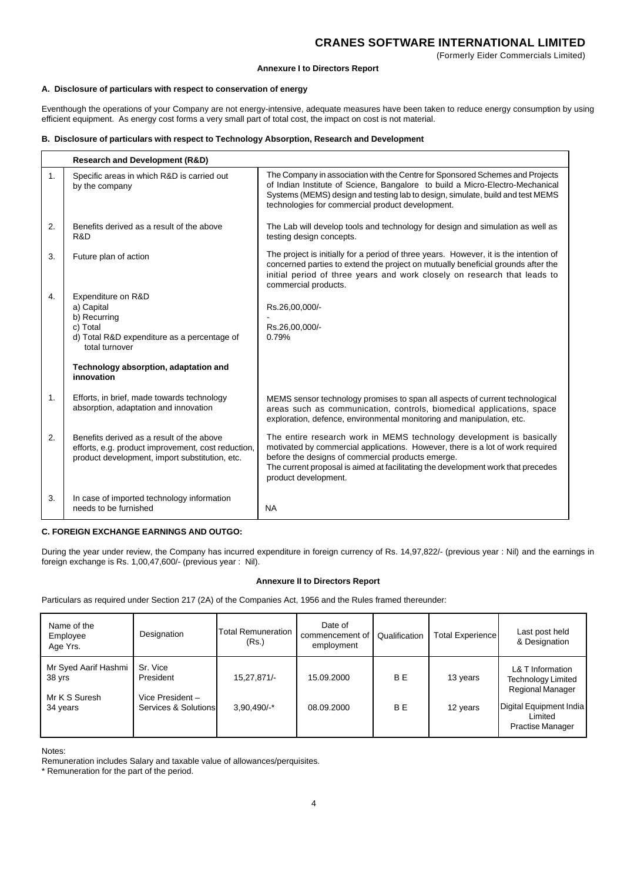# CRANES SOFTWARE INTERNATIONAL LIMITED

(Formerly Eider Commercials Limited)

## Annexure I to Directors Report

### A. Disclosure of particulars with respect to conservation of energy

Eventhough the operations of your Company are not energy-intensive, adequate measures have been taken to reduce energy consumption by using efficient equipment. As energy cost forms a very small part of total cost, the impact on cost is not material.

### B. Disclosure of particulars with respect to Technology Absorption, Research and Development

| | **Research and Development (R&D)** | |
|---|---|---|
| 1. | Specific areas in which R&D is carried out by the company | The Company in association with the Centre for Sponsored Schemes and Projects of Indian Institute of Science, Bangalore to build a Micro-Electro-Mechanical Systems (MEMS) design and testing lab to design, simulate, build and test MEMS technologies for commercial product development. |
| 2. | Benefits derived as a result of the above R&D | The Lab will develop tools and technology for design and simulation as well as testing design concepts. |
| 3. | Future plan of action | The project is initially for a period of three years. However, it is the intention of concerned parties to extend the project on mutually beneficial grounds after the initial period of three years and work closely on research that leads to commercial products. |
| 4. | Expenditure on R&D<br>a) Capital<br>b) Recurring<br>c) Total<br>d) Total R&D expenditure as a percentage of total turnover | <br>Rs.26,00,000/-<br>-<br>Rs.26,00,000/-<br>0.79% |
| | **Technology absorption, adaptation and innovation** | |
| 1. | Efforts, in brief, made towards technology absorption, adaptation and innovation | MEMS sensor technology promises to span all aspects of current technological areas such as communication, controls, biomedical applications, space exploration, defence, environmental monitoring and manipulation, etc. |
| 2. | Benefits derived as a result of the above efforts, e.g. product improvement, cost reduction, product development, import substitution, etc. | The entire research work in MEMS technology development is basically motivated by commercial applications. However, there is a lot of work required before the designs of commercial products emerge.<br>The current proposal is aimed at facilitating the development work that precedes product development. |
| 3. | In case of imported technology information needs to be furnished | NA |

### C. FOREIGN EXCHANGE EARNINGS AND OUTGO:

During the year under review, the Company has incurred expenditure in foreign currency of Rs. 14,97,822/- (previous year : Nil) and the earnings in foreign exchange is Rs. 1,00,47,600/- (previous year : Nil).

## Annexure II to Directors Report

Particulars as required under Section 217 (2A) of the Companies Act, 1956 and the Rules framed thereunder:

| Name of the Employee Age Yrs. | Designation | Total Remuneration (Rs.) | Date of commencement of employment | Qualification | Total Experience | Last post held & Designation |
|---|---|---|---|---|---|---|
| Mr Syed Aarif Hashmi 38 yrs | Sr. Vice President | 15,27,871/- | 15.09.2000 | B E | 13 years | L& T Information Technology Limited Regional Manager |
| Mr K S Suresh 34 years | Vice President – Services & Solutions | 3,90,490/-* | 08.09.2000 | B E | 12 years | Digital Equipment India Limited Practise Manager |

Notes:

Remuneration includes Salary and taxable value of allowances/perquisites.

* Remuneration for the part of the period.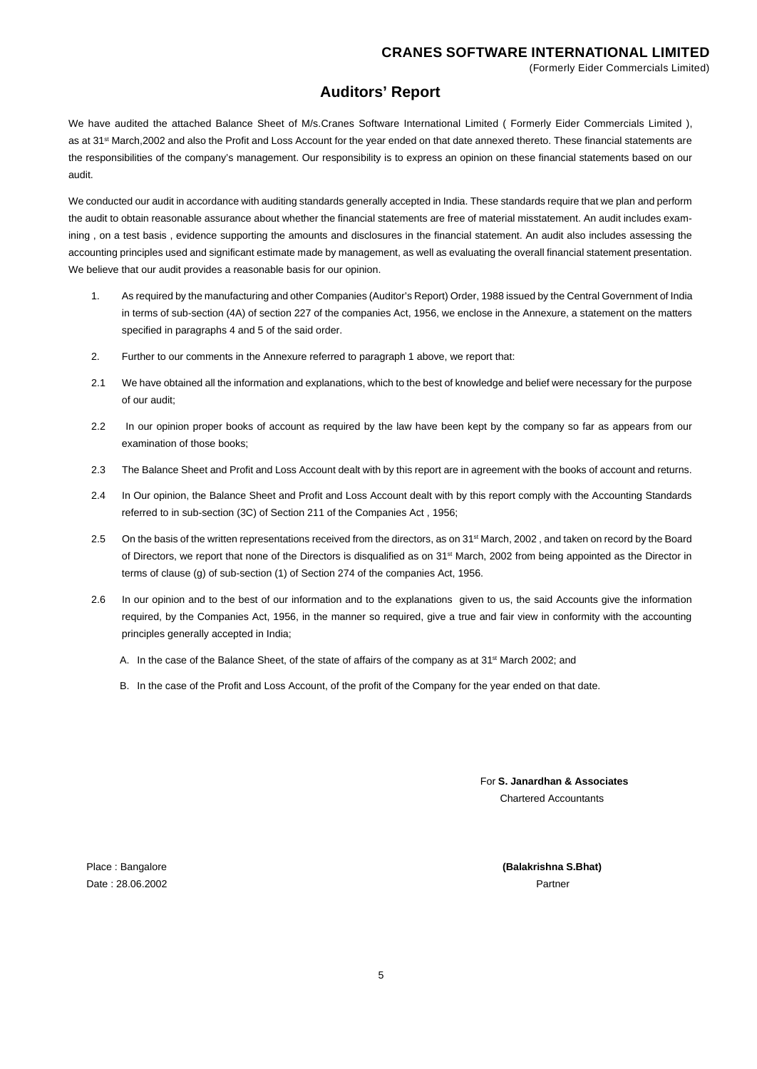**CRANES SOFTWARE INTERNATIONAL LIMITED**
(Formerly Eider Commercials Limited)

## Auditors' Report

We have audited the attached Balance Sheet of M/s.Cranes Software International Limited ( Formerly Eider Commercials Limited ), as at 31st March,2002 and also the Profit and Loss Account for the year ended on that date annexed thereto. These financial statements are the responsibilities of the company's management. Our responsibility is to express an opinion on these financial statements based on our audit.

We conducted our audit in accordance with auditing standards generally accepted in India. These standards require that we plan and perform the audit to obtain reasonable assurance about whether the financial statements are free of material misstatement. An audit includes examining , on a test basis , evidence supporting the amounts and disclosures in the financial statement. An audit also includes assessing the accounting principles used and significant estimate made by management, as well as evaluating the overall financial statement presentation. We believe that our audit provides a reasonable basis for our opinion.

1. As required by the manufacturing and other Companies (Auditor's Report) Order, 1988 issued by the Central Government of India in terms of sub-section (4A) of section 227 of the companies Act, 1956, we enclose in the Annexure, a statement on the matters specified in paragraphs 4 and 5 of the said order.

2. Further to our comments in the Annexure referred to paragraph 1 above, we report that:

2.1 We have obtained all the information and explanations, which to the best of knowledge and belief were necessary for the purpose of our audit;

2.2 In our opinion proper books of account as required by the law have been kept by the company so far as appears from our examination of those books;

2.3 The Balance Sheet and Profit and Loss Account dealt with by this report are in agreement with the books of account and returns.

2.4 In Our opinion, the Balance Sheet and Profit and Loss Account dealt with by this report comply with the Accounting Standards referred to in sub-section (3C) of Section 211 of the Companies Act , 1956;

2.5 On the basis of the written representations received from the directors, as on 31st March, 2002 , and taken on record by the Board of Directors, we report that none of the Directors is disqualified as on 31st March, 2002 from being appointed as the Director in terms of clause (g) of sub-section (1) of Section 274 of the companies Act, 1956.

2.6 In our opinion and to the best of our information and to the explanations given to us, the said Accounts give the information required, by the Companies Act, 1956, in the manner so required, give a true and fair view in conformity with the accounting principles generally accepted in India;

A. In the case of the Balance Sheet, of the state of affairs of the company as at 31st March 2002; and

B. In the case of the Profit and Loss Account, of the profit of the Company for the year ended on that date.

For **S. Janardhan & Associates**
Chartered Accountants

Place : Bangalore
Date : 28.06.2002

**(Balakrishna S.Bhat)**
Partner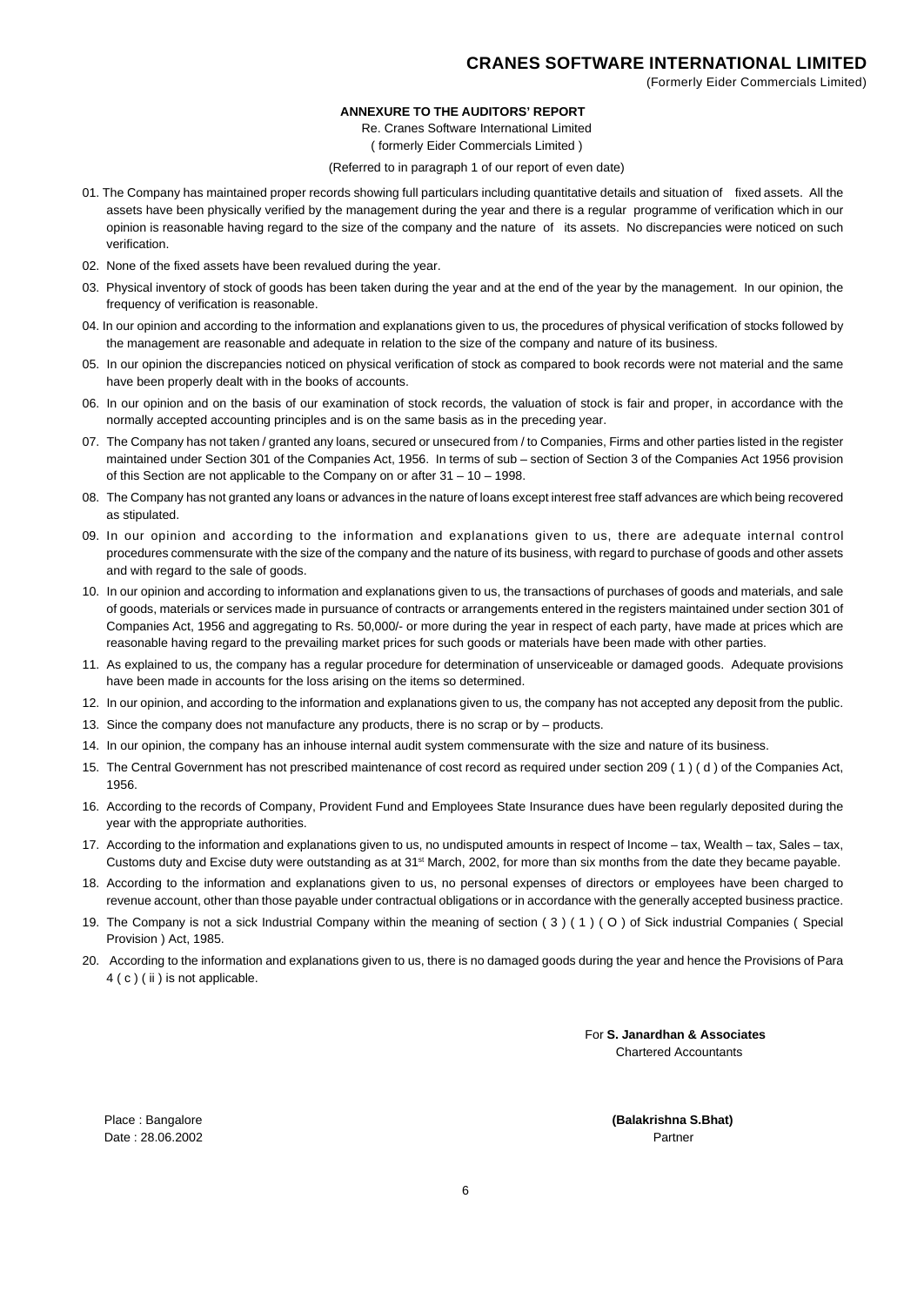## ANNEXURE TO THE AUDITORS' REPORT

Re. Cranes Software International Limited

( formerly Eider Commercials Limited )

(Referred to in paragraph 1 of our report of even date)

01. The Company has maintained proper records showing full particulars including quantitative details and situation of fixed assets. All the assets have been physically verified by the management during the year and there is a regular programme of verification which in our opinion is reasonable having regard to the size of the company and the nature of its assets. No discrepancies were noticed on such verification.

02. None of the fixed assets have been revalued during the year.

03. Physical inventory of stock of goods has been taken during the year and at the end of the year by the management. In our opinion, the frequency of verification is reasonable.

04. In our opinion and according to the information and explanations given to us, the procedures of physical verification of stocks followed by the management are reasonable and adequate in relation to the size of the company and nature of its business.

05. In our opinion the discrepancies noticed on physical verification of stock as compared to book records were not material and the same have been properly dealt with in the books of accounts.

06. In our opinion and on the basis of our examination of stock records, the valuation of stock is fair and proper, in accordance with the normally accepted accounting principles and is on the same basis as in the preceding year.

07. The Company has not taken / granted any loans, secured or unsecured from / to Companies, Firms and other parties listed in the register maintained under Section 301 of the Companies Act, 1956. In terms of sub – section of Section 3 of the Companies Act 1956 provision of this Section are not applicable to the Company on or after 31 – 10 – 1998.

08. The Company has not granted any loans or advances in the nature of loans except interest free staff advances are which being recovered as stipulated.

09. In our opinion and according to the information and explanations given to us, there are adequate internal control procedures commensurate with the size of the company and the nature of its business, with regard to purchase of goods and other assets and with regard to the sale of goods.

10. In our opinion and according to information and explanations given to us, the transactions of purchases of goods and materials, and sale of goods, materials or services made in pursuance of contracts or arrangements entered in the registers maintained under section 301 of Companies Act, 1956 and aggregating to Rs. 50,000/- or more during the year in respect of each party, have made at prices which are reasonable having regard to the prevailing market prices for such goods or materials have been made with other parties.

11. As explained to us, the company has a regular procedure for determination of unserviceable or damaged goods. Adequate provisions have been made in accounts for the loss arising on the items so determined.

12. In our opinion, and according to the information and explanations given to us, the company has not accepted any deposit from the public.

13. Since the company does not manufacture any products, there is no scrap or by – products.

14. In our opinion, the company has an inhouse internal audit system commensurate with the size and nature of its business.

15. The Central Government has not prescribed maintenance of cost record as required under section 209 ( 1 ) ( d ) of the Companies Act, 1956.

16. According to the records of Company, Provident Fund and Employees State Insurance dues have been regularly deposited during the year with the appropriate authorities.

17. According to the information and explanations given to us, no undisputed amounts in respect of Income – tax, Wealth – tax, Sales – tax, Customs duty and Excise duty were outstanding as at 31st March, 2002, for more than six months from the date they became payable.

18. According to the information and explanations given to us, no personal expenses of directors or employees have been charged to revenue account, other than those payable under contractual obligations or in accordance with the generally accepted business practice.

19. The Company is not a sick Industrial Company within the meaning of section ( 3 ) ( 1 ) ( O ) of Sick industrial Companies ( Special Provision ) Act, 1985.

20. According to the information and explanations given to us, there is no damaged goods during the year and hence the Provisions of Para 4 ( c ) ( ii ) is not applicable.

For **S. Janardhan & Associates**
Chartered Accountants

Place : Bangalore
Date : 28.06.2002

**(Balakrishna S.Bhat)**
Partner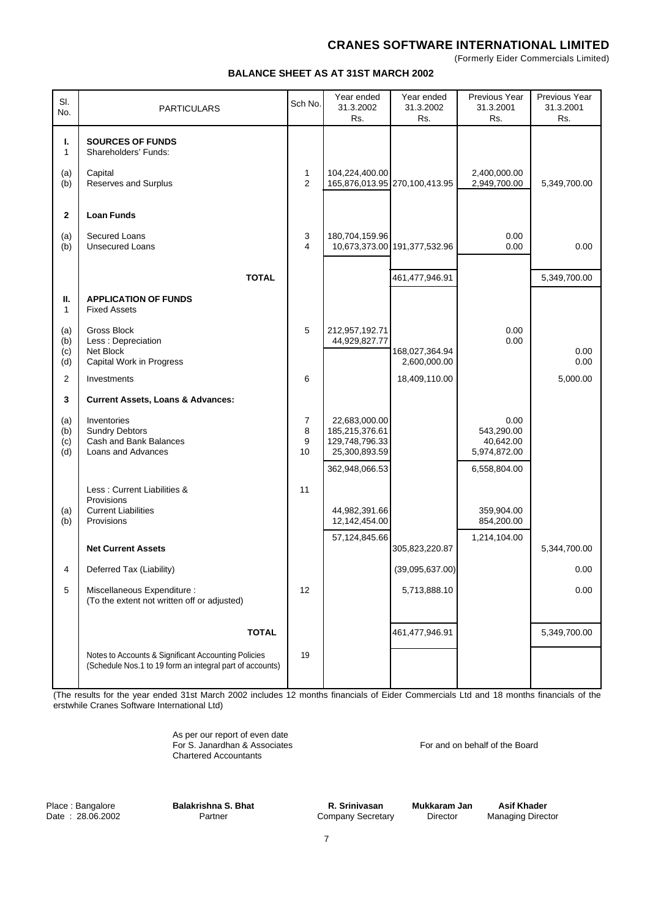# CRANES SOFTWARE INTERNATIONAL LIMITED

(Formerly Eider Commercials Limited)

## BALANCE SHEET AS AT 31ST MARCH 2002

| Sl. No. | PARTICULARS | Sch No. | Year ended 31.3.2002 Rs. | Year ended 31.3.2002 Rs. | Previous Year 31.3.2001 Rs. | Previous Year 31.3.2001 Rs. |
|---|---|---|---|---|---|---|
| **I.** | **SOURCES OF FUNDS** | | | | | |
| 1 | Shareholders' Funds: | | | | | |
| (a) | Capital | 1 | 104,224,400.00 | | 2,400,000.00 | |
| (b) | Reserves and Surplus | 2 | 165,876,013.95 | 270,100,413.95 | 2,949,700.00 | 5,349,700.00 |
| **2** | **Loan Funds** | | | | | |
| (a) | Secured Loans | 3 | 180,704,159.96 | | 0.00 | |
| (b) | Unsecured Loans | 4 | 10,673,373.00 | 191,377,532.96 | 0.00 | 0.00 |
| | **TOTAL** | | | 461,477,946.91 | | 5,349,700.00 |
| **II.** | **APPLICATION OF FUNDS** | | | | | |
| 1 | Fixed Assets | | | | | |
| (a) | Gross Block | 5 | 212,957,192.71 | | 0.00 | |
| (b) | Less : Depreciation | | 44,929,827.77 | | 0.00 | |
| (c) | Net Block | | | 168,027,364.94 | | 0.00 |
| (d) | Capital Work in Progress | | | 2,600,000.00 | | 0.00 |
| 2 | Investments | 6 | | 18,409,110.00 | | 5,000.00 |
| **3** | **Current Assets, Loans & Advances:** | | | | | |
| (a) | Inventories | 7 | 22,683,000.00 | | 0.00 | |
| (b) | Sundry Debtors | 8 | 185,215,376.61 | | 543,290.00 | |
| (c) | Cash and Bank Balances | 9 | 129,748,796.33 | | 40,642.00 | |
| (d) | Loans and Advances | 10 | 25,300,893.59 | | 5,974,872.00 | |
| | | | 362,948,066.53 | | 6,558,804.00 | |
| | Less : Current Liabilities & Provisions | 11 | | | | |
| (a) | Current Liabilities | | 44,982,391.66 | | 359,904.00 | |
| (b) | Provisions | | 12,142,454.00 | | 854,200.00 | |
| | | | 57,124,845.66 | | 1,214,104.00 | |
| | **Net Current Assets** | | | 305,823,220.87 | | 5,344,700.00 |
| 4 | Deferred Tax (Liability) | | | (39,095,637.00) | | 0.00 |
| 5 | Miscellaneous Expenditure : (To the extent not written off or adjusted) | 12 | | 5,713,888.10 | | 0.00 |
| | **TOTAL** | | | 461,477,946.91 | | 5,349,700.00 |
| | Notes to Accounts & Significant Accounting Policies (Schedule Nos.1 to 19 form an integral part of accounts) | 19 | | | | |

(The results for the year ended 31st March 2002 includes 12 months financials of Eider Commercials Ltd and 18 months financials of the erstwhile Cranes Software International Ltd)

As per our report of even date
For S. Janardhan & Associates
Chartered Accountants

For and on behalf of the Board

Place : Bangalore
Date : 28.06.2002

**Balakrishna S. Bhat**
Partner

**R. Srinivasan**
Company Secretary

**Mukkaram Jan**
Director

**Asif Khader**
Managing Director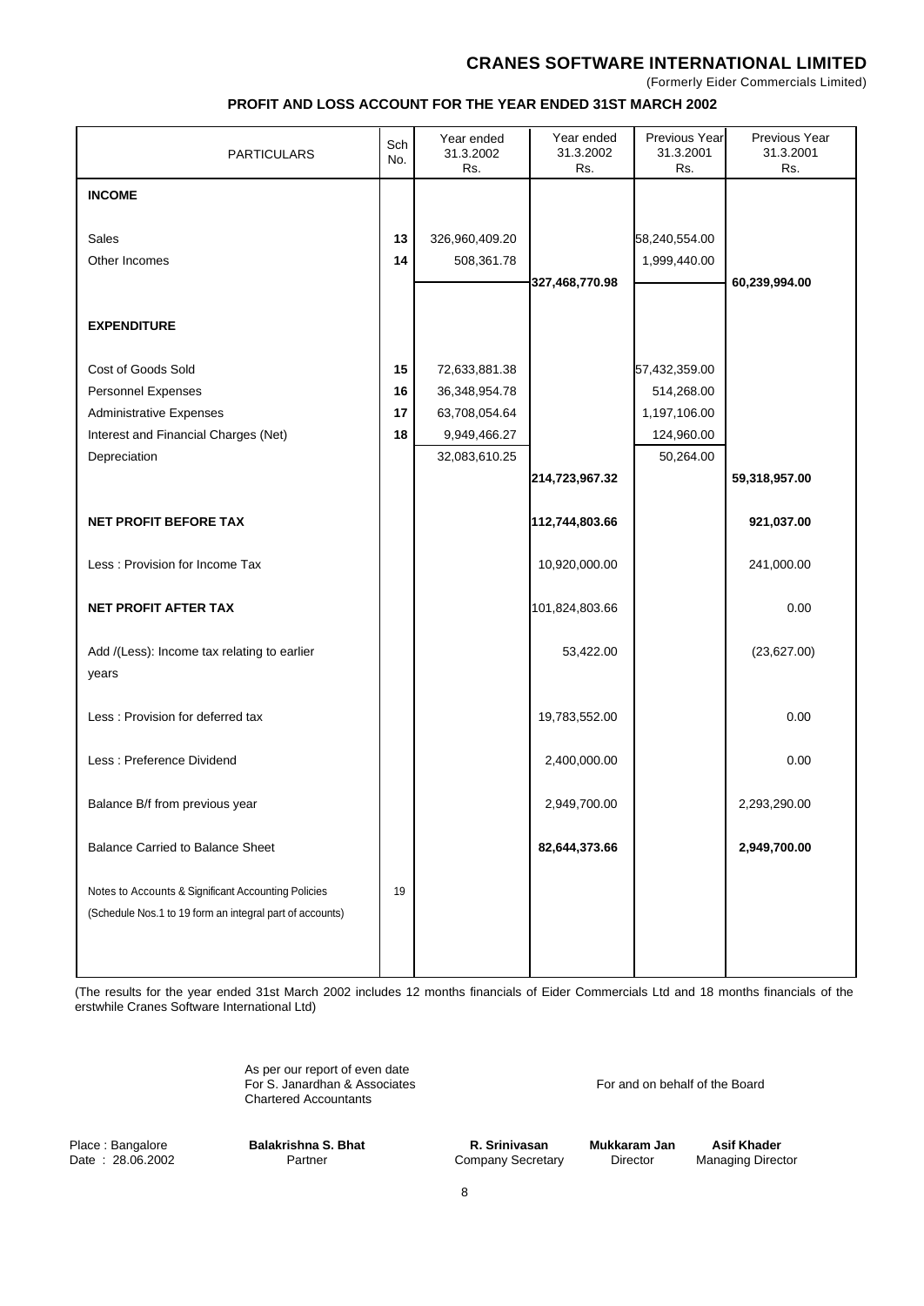# CRANES SOFTWARE INTERNATIONAL LIMITED

(Formerly Eider Commercials Limited)

## PROFIT AND LOSS ACCOUNT FOR THE YEAR ENDED 31ST MARCH 2002

| PARTICULARS | Sch No. | Year ended 31.3.2002 Rs. | Year ended 31.3.2002 Rs. | Previous Year 31.3.2001 Rs. | Previous Year 31.3.2001 Rs. |
|---|---|---|---|---|---|
| **INCOME** | | | | | |
| Sales | **13** | 326,960,409.20 | | 58,240,554.00 | |
| Other Incomes | **14** | 508,361.78 | | 1,999,440.00 | |
| | | | **327,468,770.98** | | **60,239,994.00** |
| **EXPENDITURE** | | | | | |
| Cost of Goods Sold | **15** | 72,633,881.38 | | 57,432,359.00 | |
| Personnel Expenses | **16** | 36,348,954.78 | | 514,268.00 | |
| Administrative Expenses | **17** | 63,708,054.64 | | 1,197,106.00 | |
| Interest and Financial Charges (Net) | **18** | 9,949,466.27 | | 124,960.00 | |
| Depreciation | | 32,083,610.25 | | 50,264.00 | |
| | | | **214,723,967.32** | | **59,318,957.00** |
| **NET PROFIT BEFORE TAX** | | | **112,744,803.66** | | **921,037.00** |
| Less : Provision for Income Tax | | | 10,920,000.00 | | 241,000.00 |
| **NET PROFIT AFTER TAX** | | | 101,824,803.66 | | 0.00 |
| Add /(Less): Income tax relating to earlier years | | | 53,422.00 | | (23,627.00) |
| Less : Provision for deferred tax | | | 19,783,552.00 | | 0.00 |
| Less : Preference Dividend | | | 2,400,000.00 | | 0.00 |
| Balance B/f from previous year | | | 2,949,700.00 | | 2,293,290.00 |
| Balance Carried to Balance Sheet | | | **82,644,373.66** | | **2,949,700.00** |
| Notes to Accounts & Significant Accounting Policies (Schedule Nos.1 to 19 form an integral part of accounts) | 19 | | | | |

(The results for the year ended 31st March 2002 includes 12 months financials of Eider Commercials Ltd and 18 months financials of the erstwhile Cranes Software International Ltd)

As per our report of even date
For S. Janardhan & Associates
Chartered Accountants

For and on behalf of the Board

Place : Bangalore
Date : 28.06.2002

**Balakrishna S. Bhat**
Partner

**R. Srinivasan**
Company Secretary

**Mukkaram Jan**
Director

**Asif Khader**
Managing Director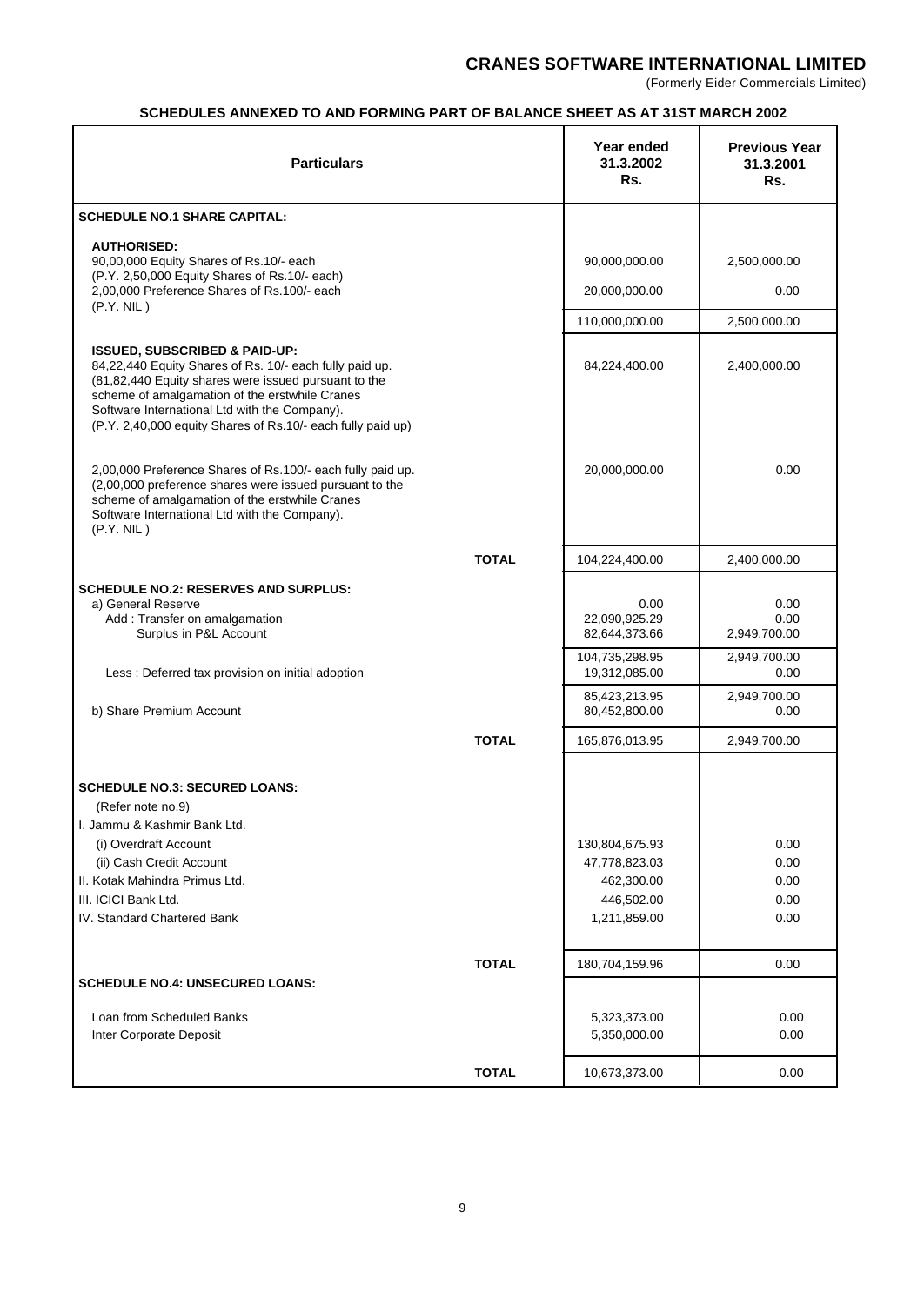## CRANES SOFTWARE INTERNATIONAL LIMITED

(Formerly Eider Commercials Limited)

### SCHEDULES ANNEXED TO AND FORMING PART OF BALANCE SHEET AS AT 31ST MARCH 2002

| Particulars | | Year ended 31.3.2002 Rs. | Previous Year 31.3.2001 Rs. |
|---|---|---|---|
| **SCHEDULE NO.1 SHARE CAPITAL:** | | | |
| **AUTHORISED:** | | | |
| 90,00,000 Equity Shares of Rs.10/- each (P.Y. 2,50,000 Equity Shares of Rs.10/- each) | | 90,000,000.00 | 2,500,000.00 |
| 2,00,000 Preference Shares of Rs.100/- each (P.Y. NIL ) | | 20,000,000.00 | 0.00 |
| | | 110,000,000.00 | 2,500,000.00 |
| **ISSUED, SUBSCRIBED & PAID-UP:** | | | |
| 84,22,440 Equity Shares of Rs. 10/- each fully paid up. (81,82,440 Equity shares were issued pursuant to the scheme of amalgamation of the erstwhile Cranes Software International Ltd with the Company). (P.Y. 2,40,000 equity Shares of Rs.10/- each fully paid up) | | 84,224,400.00 | 2,400,000.00 |
| 2,00,000 Preference Shares of Rs.100/- each fully paid up. (2,00,000 preference shares were issued pursuant to the scheme of amalgamation of the erstwhile Cranes Software International Ltd with the Company). (P.Y. NIL ) | | 20,000,000.00 | 0.00 |
| | **TOTAL** | 104,224,400.00 | 2,400,000.00 |
| **SCHEDULE NO.2: RESERVES AND SURPLUS:** | | | |
| a) General Reserve | | 0.00 | 0.00 |
| Add : Transfer on amalgamation | | 22,090,925.29 | 0.00 |
| Surplus in P&L Account | | 82,644,373.66 | 2,949,700.00 |
| | | 104,735,298.95 | 2,949,700.00 |
| Less : Deferred tax provision on initial adoption | | 19,312,085.00 | 0.00 |
| | | 85,423,213.95 | 2,949,700.00 |
| b) Share Premium Account | | 80,452,800.00 | 0.00 |
| | **TOTAL** | 165,876,013.95 | 2,949,700.00 |
| **SCHEDULE NO.3: SECURED LOANS:** | | | |
| (Refer note no.9) | | | |
| I. Jammu & Kashmir Bank Ltd. | | | |
| (i) Overdraft Account | | 130,804,675.93 | 0.00 |
| (ii) Cash Credit Account | | 47,778,823.03 | 0.00 |
| II. Kotak Mahindra Primus Ltd. | | 462,300.00 | 0.00 |
| III. ICICI Bank Ltd. | | 446,502.00 | 0.00 |
| IV. Standard Chartered Bank | | 1,211,859.00 | 0.00 |
| | **TOTAL** | 180,704,159.96 | 0.00 |
| **SCHEDULE NO.4: UNSECURED LOANS:** | | | |
| Loan from Scheduled Banks | | 5,323,373.00 | 0.00 |
| Inter Corporate Deposit | | 5,350,000.00 | 0.00 |
| | **TOTAL** | 10,673,373.00 | 0.00 |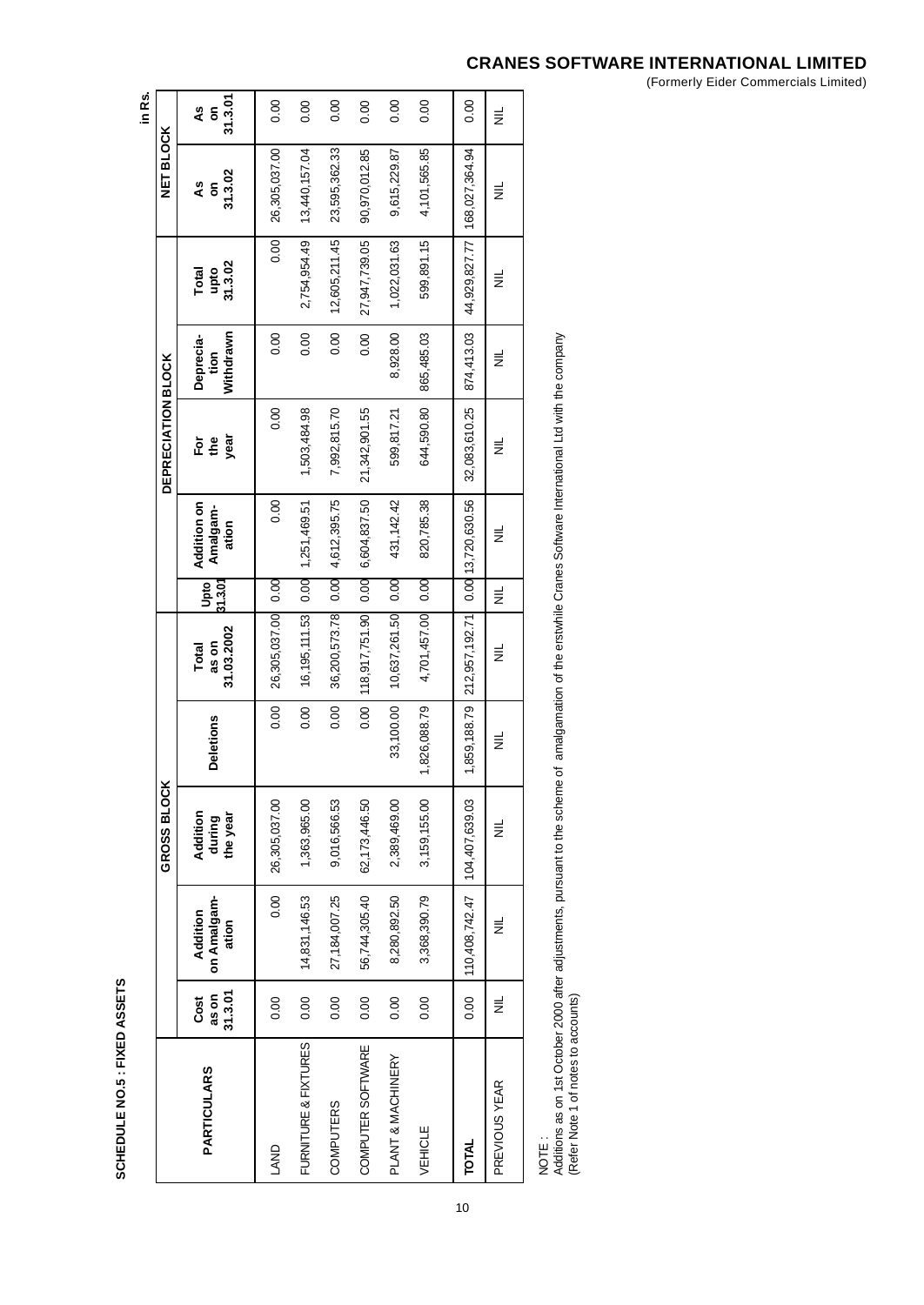## SCHEDULE NO.5 : FIXED ASSETS

in Rs.

| PARTICULARS | GROSS BLOCK | | | | | DEPRECIATION BLOCK | | | | | NET BLOCK | |
|---|---|---|---|---|---|---|---|---|---|---|---|---|
| | Cost as on 31.3.01 | Addition on Amalgam-ation | Addition during the year | Deletions | Total as on 31.03.2002 | Upto 31.3.01 | Addition on Amalgam-ation | For the year | Deprecia-tion Withdrawn | Total upto 31.3.02 | As on 31.3.02 | As on 31.3.01 |
| LAND | 0.00 | 0.00 | 26,305,037.00 | 0.00 | 26,305,037.00 | 0.00 | 0.00 | 0.00 | 0.00 | 0.00 | 26,305,037.00 | 0.00 |
| FURNITURE & FIXTURES | 0.00 | 14,831,146.53 | 1,363,965.00 | 0.00 | 16,195,111.53 | 0.00 | 1,251,469.51 | 1,503,484.98 | 0.00 | 2,754,954.49 | 13,440,157.04 | 0.00 |
| COMPUTERS | 0.00 | 27,184,007.25 | 9,016,566.53 | 0.00 | 36,200,573.78 | 0.00 | 4,612,395.75 | 7,992,815.70 | 0.00 | 12,605,211.45 | 23,595,362.33 | 0.00 |
| COMPUTER SOFTWARE | 0.00 | 56,744,305.40 | 62,173,446.50 | 0.00 | 118,917,751.90 | 0.00 | 6,604,837.50 | 21,342,901.55 | 0.00 | 27,947,739.05 | 90,970,012.85 | 0.00 |
| PLANT & MACHINERY | 0.00 | 8,280,892.50 | 2,389,469.00 | 33,100.00 | 10,637,261.50 | 0.00 | 431,142.42 | 599,817.21 | 8,928.00 | 1,022,031.63 | 9,615,229.87 | 0.00 |
| VEHICLE | 0.00 | 3,368,390.79 | 3,159,155.00 | 1,826,088.79 | 4,701,457.00 | 0.00 | 820,785.38 | 644,590.80 | 865,485.03 | 599,891.15 | 4,101,565.85 | 0.00 |
| **TOTAL** | 0.00 | 110,408,742.47 | 104,407,639.03 | 1,859,188.79 | 212,957,192.71 | 0.00 | 13,720,630.56 | 32,083,610.25 | 874,413.03 | 44,929,827.77 | 168,027,364.94 | 0.00 |
| PREVIOUS YEAR | NIL | NIL | NIL | NIL | NIL | NIL | NIL | NIL | NIL | NIL | NIL | NIL |

NOTE :
Additions as on 1st October 2000 after adjustments, pursuant to the scheme of amalgamation of the erstwhile Cranes Software International Ltd with the company
(Refer Note 1 of notes to accounts)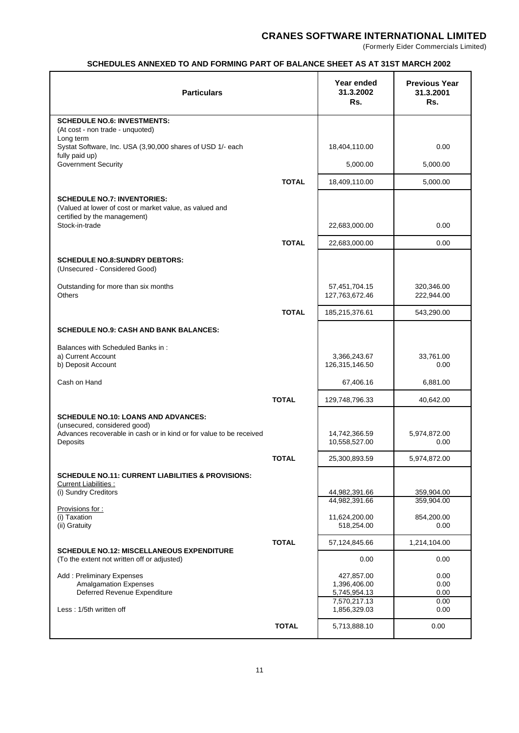# CRANES SOFTWARE INTERNATIONAL LIMITED

(Formerly Eider Commercials Limited)

## SCHEDULES ANNEXED TO AND FORMING PART OF BALANCE SHEET AS AT 31ST MARCH 2002

| Particulars | | Year ended 31.3.2002 Rs. | Previous Year 31.3.2001 Rs. |
|---|---|---|---|
| **SCHEDULE NO.6: INVESTMENTS:** | | | |
| (At cost - non trade - unquoted) | | | |
| Long term | | | |
| Systat Software, Inc. USA (3,90,000 shares of USD 1/- each fully paid up) | | 18,404,110.00 | 0.00 |
| Government Security | | 5,000.00 | 5,000.00 |
| | **TOTAL** | 18,409,110.00 | 5,000.00 |
| **SCHEDULE NO.7: INVENTORIES:** | | | |
| (Valued at lower of cost or market value, as valued and certified by the management) | | | |
| Stock-in-trade | | 22,683,000.00 | 0.00 |
| | **TOTAL** | 22,683,000.00 | 0.00 |
| **SCHEDULE NO.8:SUNDRY DEBTORS:** | | | |
| (Unsecured - Considered Good) | | | |
| Outstanding for more than six months | | 57,451,704.15 | 320,346.00 |
| Others | | 127,763,672.46 | 222,944.00 |
| | **TOTAL** | 185,215,376.61 | 543,290.00 |
| **SCHEDULE NO.9: CASH AND BANK BALANCES:** | | | |
| Balances with Scheduled Banks in : | | | |
| a) Current Account | | 3,366,243.67 | 33,761.00 |
| b) Deposit Account | | 126,315,146.50 | 0.00 |
| Cash on Hand | | 67,406.16 | 6,881.00 |
| | **TOTAL** | 129,748,796.33 | 40,642.00 |
| **SCHEDULE NO.10: LOANS AND ADVANCES:** | | | |
| (unsecured, considered good) | | | |
| Advances recoverable in cash or in kind or for value to be received | | 14,742,366.59 | 5,974,872.00 |
| Deposits | | 10,558,527.00 | 0.00 |
| | **TOTAL** | 25,300,893.59 | 5,974,872.00 |
| **SCHEDULE NO.11: CURRENT LIABILITIES & PROVISIONS:** | | | |
| Current Liabilities : | | | |
| (i) Sundry Creditors | | 44,982,391.66 | 359,904.00 |
| | | 44,982,391.66 | 359,904.00 |
| Provisions for : | | | |
| (i) Taxation | | 11,624,200.00 | 854,200.00 |
| (ii) Gratuity | | 518,254.00 | 0.00 |
| | **TOTAL** | 57,124,845.66 | 1,214,104.00 |
| **SCHEDULE NO.12: MISCELLANEOUS EXPENDITURE** | | | |
| (To the extent not written off or adjusted) | | 0.00 | 0.00 |
| Add : Preliminary Expenses | | 427,857.00 | 0.00 |
| Amalgamation Expenses | | 1,396,406.00 | 0.00 |
| Deferred Revenue Expenditure | | 5,745,954.13 | 0.00 |
| | | 7,570,217.13 | 0.00 |
| Less : 1/5th written off | | 1,856,329.03 | 0.00 |
| | **TOTAL** | 5,713,888.10 | 0.00 |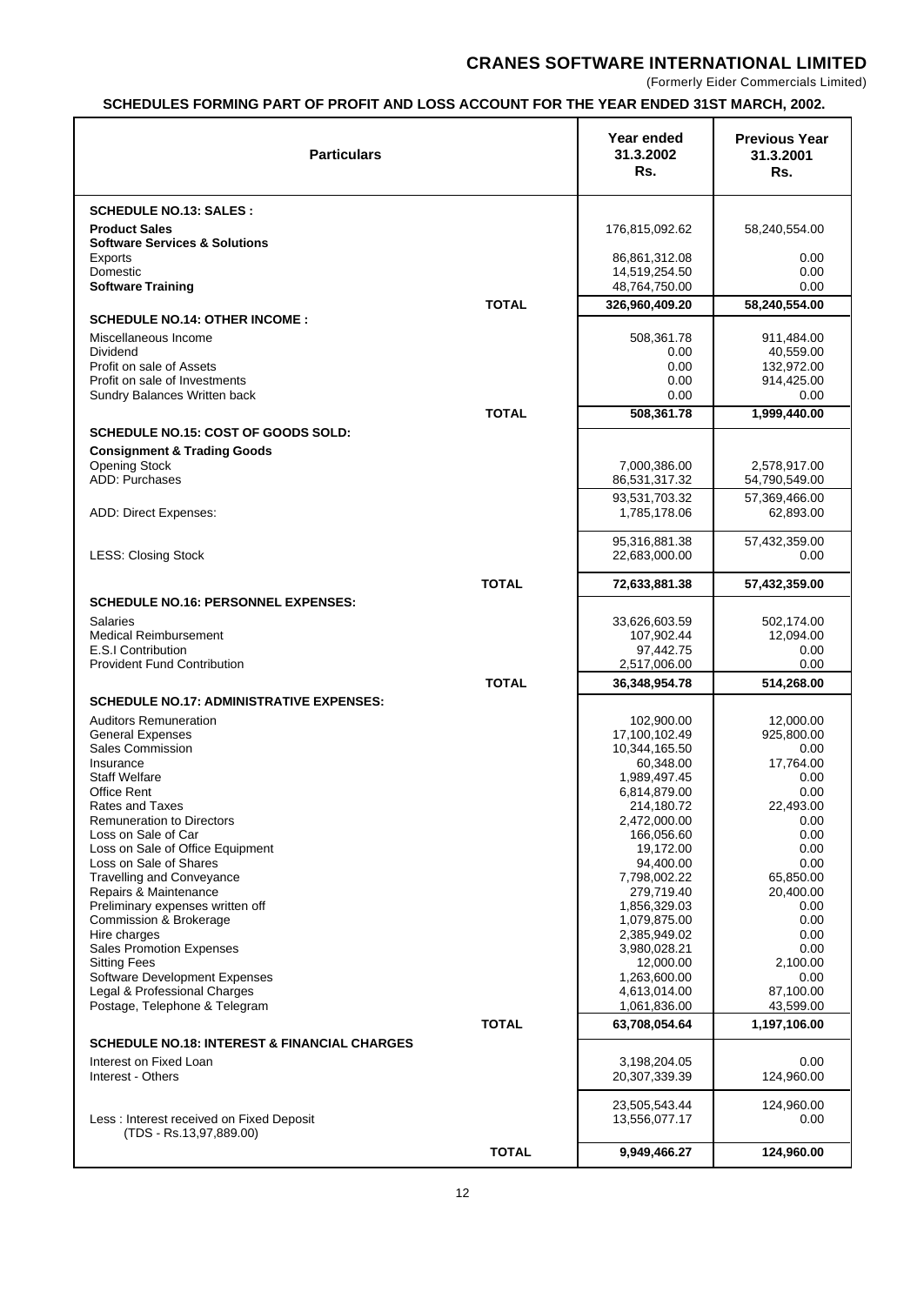# CRANES SOFTWARE INTERNATIONAL LIMITED

(Formerly Eider Commercials Limited)

## SCHEDULES FORMING PART OF PROFIT AND LOSS ACCOUNT FOR THE YEAR ENDED 31ST MARCH, 2002.

| Particulars | | Year ended 31.3.2002 Rs. | Previous Year 31.3.2001 Rs. |
|---|---|---|---|
| **SCHEDULE NO.13: SALES :** | | | |
| **Product Sales** | | 176,815,092.62 | 58,240,554.00 |
| **Software Services & Solutions** | | | |
| Exports | | 86,861,312.08 | 0.00 |
| Domestic | | 14,519,254.50 | 0.00 |
| **Software Training** | | 48,764,750.00 | 0.00 |
| | **TOTAL** | **326,960,409.20** | **58,240,554.00** |
| **SCHEDULE NO.14: OTHER INCOME :** | | | |
| Miscellaneous Income | | 508,361.78 | 911,484.00 |
| Dividend | | 0.00 | 40,559.00 |
| Profit on sale of Assets | | 0.00 | 132,972.00 |
| Profit on sale of Investments | | 0.00 | 914,425.00 |
| Sundry Balances Written back | | 0.00 | 0.00 |
| | **TOTAL** | **508,361.78** | **1,999,440.00** |
| **SCHEDULE NO.15: COST OF GOODS SOLD:** | | | |
| **Consignment & Trading Goods** | | | |
| Opening Stock | | 7,000,386.00 | 2,578,917.00 |
| ADD: Purchases | | 86,531,317.32 | 54,790,549.00 |
| | | 93,531,703.32 | 57,369,466.00 |
| ADD: Direct Expenses: | | 1,785,178.06 | 62,893.00 |
| | | 95,316,881.38 | 57,432,359.00 |
| LESS: Closing Stock | | 22,683,000.00 | 0.00 |
| | **TOTAL** | **72,633,881.38** | **57,432,359.00** |
| **SCHEDULE NO.16: PERSONNEL EXPENSES:** | | | |
| Salaries | | 33,626,603.59 | 502,174.00 |
| Medical Reimbursement | | 107,902.44 | 12,094.00 |
| E.S.I Contribution | | 97,442.75 | 0.00 |
| Provident Fund Contribution | | 2,517,006.00 | 0.00 |
| | **TOTAL** | **36,348,954.78** | **514,268.00** |
| **SCHEDULE NO.17: ADMINISTRATIVE EXPENSES:** | | | |
| Auditors Remuneration | | 102,900.00 | 12,000.00 |
| General Expenses | | 17,100,102.49 | 925,800.00 |
| Sales Commission | | 10,344,165.50 | 0.00 |
| Insurance | | 60,348.00 | 17,764.00 |
| Staff Welfare | | 1,989,497.45 | 0.00 |
| Office Rent | | 6,814,879.00 | 0.00 |
| Rates and Taxes | | 214,180.72 | 22,493.00 |
| Remuneration to Directors | | 2,472,000.00 | 0.00 |
| Loss on Sale of Car | | 166,056.60 | 0.00 |
| Loss on Sale of Office Equipment | | 19,172.00 | 0.00 |
| Loss on Sale of Shares | | 94,400.00 | 0.00 |
| Travelling and Conveyance | | 7,798,002.22 | 65,850.00 |
| Repairs & Maintenance | | 279,719.40 | 20,400.00 |
| Preliminary expenses written off | | 1,856,329.03 | 0.00 |
| Commission & Brokerage | | 1,079,875.00 | 0.00 |
| Hire charges | | 2,385,949.02 | 0.00 |
| Sales Promotion Expenses | | 3,980,028.21 | 0.00 |
| Sitting Fees | | 12,000.00 | 2,100.00 |
| Software Development Expenses | | 1,263,600.00 | 0.00 |
| Legal & Professional Charges | | 4,613,014.00 | 87,100.00 |
| Postage, Telephone & Telegram | | 1,061,836.00 | 43,599.00 |
| | **TOTAL** | **63,708,054.64** | **1,197,106.00** |
| **SCHEDULE NO.18: INTEREST & FINANCIAL CHARGES** | | | |
| Interest on Fixed Loan | | 3,198,204.05 | 0.00 |
| Interest - Others | | 20,307,339.39 | 124,960.00 |
| | | 23,505,543.44 | 124,960.00 |
| Less : Interest received on Fixed Deposit (TDS - Rs.13,97,889.00) | | 13,556,077.17 | 0.00 |
| | **TOTAL** | **9,949,466.27** | **124,960.00** |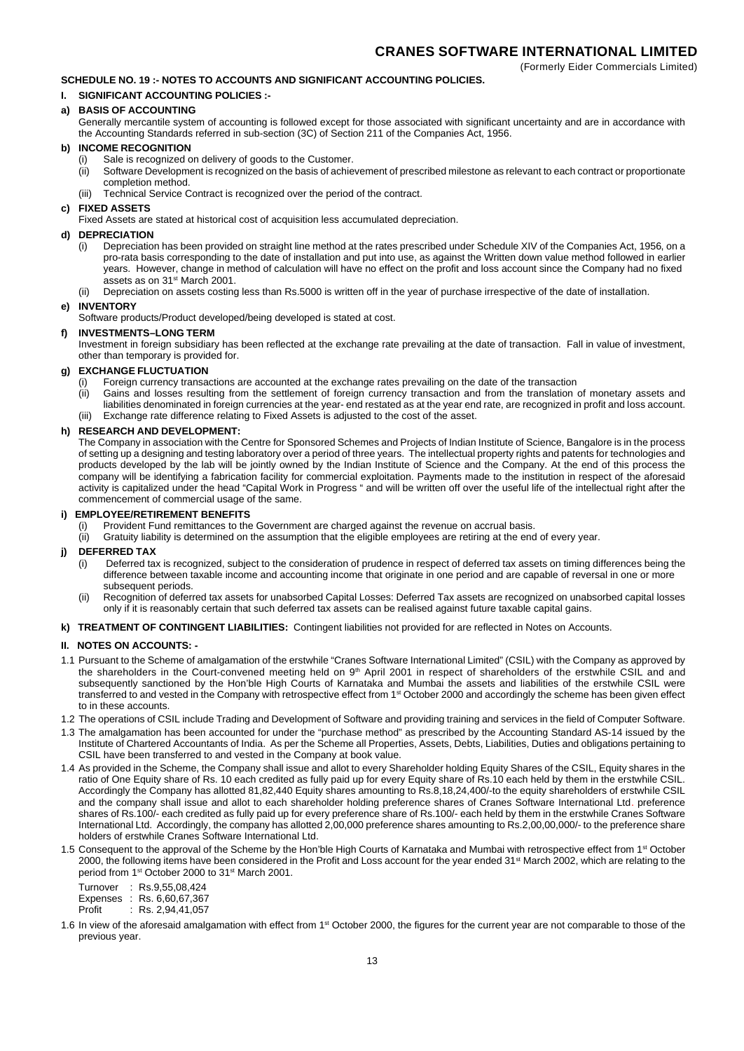# CRANES SOFTWARE INTERNATIONAL LIMITED

(Formerly Eider Commercials Limited)

## SCHEDULE NO. 19 :- NOTES TO ACCOUNTS AND SIGNIFICANT ACCOUNTING POLICIES.

### I. SIGNIFICANT ACCOUNTING POLICIES :-

**a) BASIS OF ACCOUNTING**

Generally mercantile system of accounting is followed except for those associated with significant uncertainty and are in accordance with the Accounting Standards referred in sub-section (3C) of Section 211 of the Companies Act, 1956.

**b) INCOME RECOGNITION**

(i) Sale is recognized on delivery of goods to the Customer.

(ii) Software Development is recognized on the basis of achievement of prescribed milestone as relevant to each contract or proportionate completion method.

(iii) Technical Service Contract is recognized over the period of the contract.

**c) FIXED ASSETS**

Fixed Assets are stated at historical cost of acquisition less accumulated depreciation.

**d) DEPRECIATION**

(i) Depreciation has been provided on straight line method at the rates prescribed under Schedule XIV of the Companies Act, 1956, on a pro-rata basis corresponding to the date of installation and put into use, as against the Written down value method followed in earlier years. However, change in method of calculation will have no effect on the profit and loss account since the Company had no fixed assets as on 31st March 2001.

(ii) Depreciation on assets costing less than Rs.5000 is written off in the year of purchase irrespective of the date of installation.

**e) INVENTORY**

Software products/Product developed/being developed is stated at cost.

**f) INVESTMENTS–LONG TERM**

Investment in foreign subsidiary has been reflected at the exchange rate prevailing at the date of transaction. Fall in value of investment, other than temporary is provided for.

**g) EXCHANGE FLUCTUATION**

(i) Foreign currency transactions are accounted at the exchange rates prevailing on the date of the transaction

(ii) Gains and losses resulting from the settlement of foreign currency transaction and from the translation of monetary assets and liabilities denominated in foreign currencies at the year- end restated as at the year end rate, are recognized in profit and loss account.

(iii) Exchange rate difference relating to Fixed Assets is adjusted to the cost of the asset.

**h) RESEARCH AND DEVELOPMENT:**

The Company in association with the Centre for Sponsored Schemes and Projects of Indian Institute of Science, Bangalore is in the process of setting up a designing and testing laboratory over a period of three years. The intellectual property rights and patents for technologies and products developed by the lab will be jointly owned by the Indian Institute of Science and the Company. At the end of this process the company will be identifying a fabrication facility for commercial exploitation. Payments made to the institution in respect of the aforesaid activity is capitalized under the head "Capital Work in Progress " and will be written off over the useful life of the intellectual right after the commencement of commercial usage of the same.

**i) EMPLOYEE/RETIREMENT BENEFITS**

(i) Provident Fund remittances to the Government are charged against the revenue on accrual basis.

(ii) Gratuity liability is determined on the assumption that the eligible employees are retiring at the end of every year.

**j) DEFERRED TAX**

(i) Deferred tax is recognized, subject to the consideration of prudence in respect of deferred tax assets on timing differences being the difference between taxable income and accounting income that originate in one period and are capable of reversal in one or more subsequent periods.

(ii) Recognition of deferred tax assets for unabsorbed Capital Losses: Deferred Tax assets are recognized on unabsorbed capital losses only if it is reasonably certain that such deferred tax assets can be realised against future taxable capital gains.

**k) TREATMENT OF CONTINGENT LIABILITIES:** Contingent liabilities not provided for are reflected in Notes on Accounts.

### II. NOTES ON ACCOUNTS: -

1.1 Pursuant to the Scheme of amalgamation of the erstwhile "Cranes Software International Limited" (CSIL) with the Company as approved by the shareholders in the Court-convened meeting held on 9th April 2001 in respect of shareholders of the erstwhile CSIL and and subsequently sanctioned by the Hon'ble High Courts of Karnataka and Mumbai the assets and liabilities of the erstwhile CSIL were transferred to and vested in the Company with retrospective effect from 1st October 2000 and accordingly the scheme has been given effect to in these accounts.

1.2 The operations of CSIL include Trading and Development of Software and providing training and services in the field of Computer Software.

1.3 The amalgamation has been accounted for under the "purchase method" as prescribed by the Accounting Standard AS-14 issued by the Institute of Chartered Accountants of India. As per the Scheme all Properties, Assets, Debts, Liabilities, Duties and obligations pertaining to CSIL have been transferred to and vested in the Company at book value.

1.4 As provided in the Scheme, the Company shall issue and allot to every Shareholder holding Equity Shares of the CSIL, Equity shares in the ratio of One Equity share of Rs. 10 each credited as fully paid up for every Equity share of Rs.10 each held by them in the erstwhile CSIL. Accordingly the Company has allotted 81,82,440 Equity shares amounting to Rs.8,18,24,400/-to the equity shareholders of erstwhile CSIL and the company shall issue and allot to each shareholder holding preference shares of Cranes Software International Ltd. preference shares of Rs.100/- each credited as fully paid up for every preference share of Rs.100/- each held by them in the erstwhile Cranes Software International Ltd. Accordingly, the company has allotted 2,00,000 preference shares amounting to Rs.2,00,00,000/- to the preference share holders of erstwhile Cranes Software International Ltd.

1.5 Consequent to the approval of the Scheme by the Hon'ble High Courts of Karnataka and Mumbai with retrospective effect from 1st October 2000, the following items have been considered in the Profit and Loss account for the year ended 31st March 2002, which are relating to the period from 1st October 2000 to 31st March 2001.

Turnover : Rs.9,55,08,424
Expenses : Rs. 6,60,67,367
Profit : Rs. 2,94,41,057

1.6 In view of the aforesaid amalgamation with effect from 1st October 2000, the figures for the current year are not comparable to those of the previous year.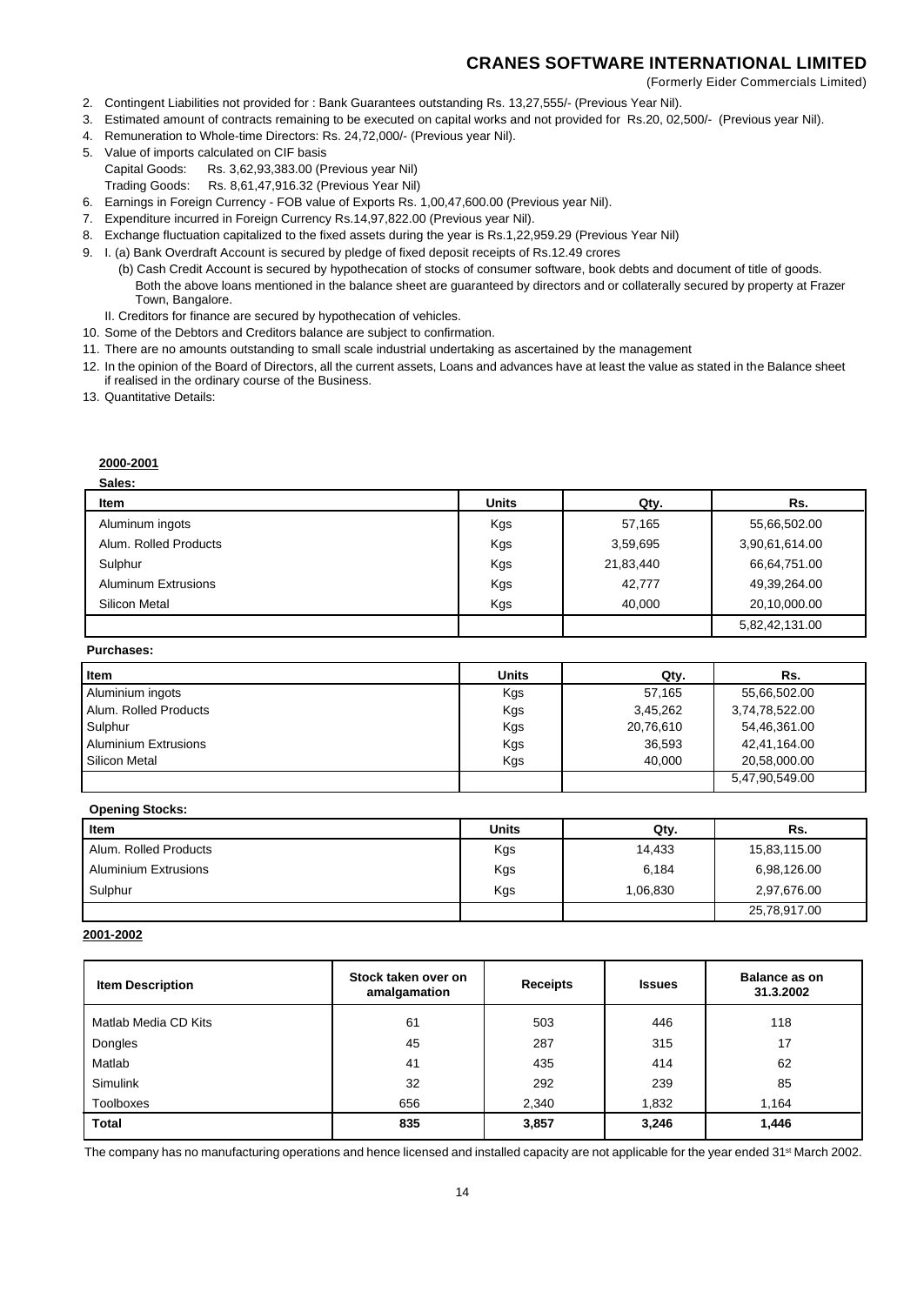2. Contingent Liabilities not provided for : Bank Guarantees outstanding Rs. 13,27,555/- (Previous Year Nil).
3. Estimated amount of contracts remaining to be executed on capital works and not provided for Rs.20, 02,500/- (Previous year Nil).
4. Remuneration to Whole-time Directors: Rs. 24,72,000/- (Previous year Nil).
5. Value of imports calculated on CIF basis
   Capital Goods: Rs. 3,62,93,383.00 (Previous year Nil)
   Trading Goods: Rs. 8,61,47,916.32 (Previous Year Nil)
6. Earnings in Foreign Currency - FOB value of Exports Rs. 1,00,47,600.00 (Previous year Nil).
7. Expenditure incurred in Foreign Currency Rs.14,97,822.00 (Previous year Nil).
8. Exchange fluctuation capitalized to the fixed assets during the year is Rs.1,22,959.29 (Previous Year Nil)
9. I. (a) Bank Overdraft Account is secured by pledge of fixed deposit receipts of Rs.12.49 crores
   (b) Cash Credit Account is secured by hypothecation of stocks of consumer software, book debts and document of title of goods. Both the above loans mentioned in the balance sheet are guaranteed by directors and or collaterally secured by property at Frazer Town, Bangalore.
   II. Creditors for finance are secured by hypothecation of vehicles.
10. Some of the Debtors and Creditors balance are subject to confirmation.
11. There are no amounts outstanding to small scale industrial undertaking as ascertained by the management
12. In the opinion of the Board of Directors, all the current assets, Loans and advances have at least the value as stated in the Balance sheet if realised in the ordinary course of the Business.
13. Quantitative Details:

**2000-2001**

**Sales:**

| Item | Units | Qty. | Rs. |
|---|---|---|---|
| Aluminum ingots | Kgs | 57,165 | 55,66,502.00 |
| Alum. Rolled Products | Kgs | 3,59,695 | 3,90,61,614.00 |
| Sulphur | Kgs | 21,83,440 | 66,64,751.00 |
| Aluminum Extrusions | Kgs | 42,777 | 49,39,264.00 |
| Silicon Metal | Kgs | 40,000 | 20,10,000.00 |
| | | | 5,82,42,131.00 |

**Purchases:**

| Item | Units | Qty. | Rs. |
|---|---|---|---|
| Aluminium ingots | Kgs | 57,165 | 55,66,502.00 |
| Alum. Rolled Products | Kgs | 3,45,262 | 3,74,78,522.00 |
| Sulphur | Kgs | 20,76,610 | 54,46,361.00 |
| Aluminium Extrusions | Kgs | 36,593 | 42,41,164.00 |
| Silicon Metal | Kgs | 40,000 | 20,58,000.00 |
| | | | 5,47,90,549.00 |

**Opening Stocks:**

| Item | Units | Qty. | Rs. |
|---|---|---|---|
| Alum. Rolled Products | Kgs | 14,433 | 15,83,115.00 |
| Aluminium Extrusions | Kgs | 6,184 | 6,98,126.00 |
| Sulphur | Kgs | 1,06,830 | 2,97,676.00 |
| | | | 25,78,917.00 |

**2001-2002**

| Item Description | Stock taken over on amalgamation | Receipts | Issues | Balance as on 31.3.2002 |
|---|---|---|---|---|
| Matlab Media CD Kits | 61 | 503 | 446 | 118 |
| Dongles | 45 | 287 | 315 | 17 |
| Matlab | 41 | 435 | 414 | 62 |
| Simulink | 32 | 292 | 239 | 85 |
| Toolboxes | 656 | 2,340 | 1,832 | 1,164 |
| **Total** | **835** | **3,857** | **3,246** | **1,446** |

The company has no manufacturing operations and hence licensed and installed capacity are not applicable for the year ended 31st March 2002.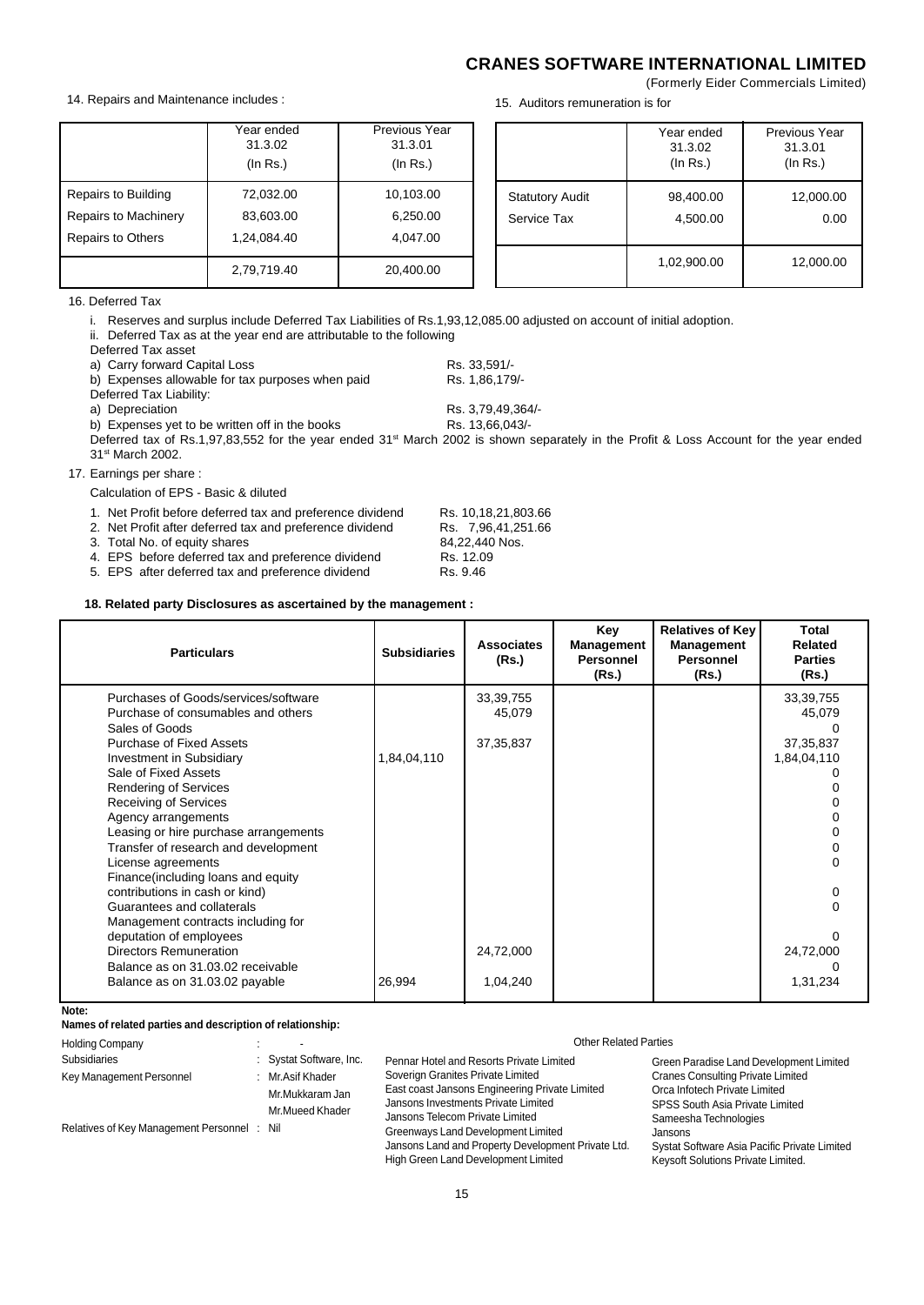14. Repairs and Maintenance includes :

| | Year ended 31.3.02 (In Rs.) | Previous Year 31.3.01 (In Rs.) |
|---|---|---|
| Repairs to Building | 72,032.00 | 10,103.00 |
| Repairs to Machinery | 83,603.00 | 6,250.00 |
| Repairs to Others | 1,24,084.40 | 4,047.00 |
| | 2,79,719.40 | 20,400.00 |

15. Auditors remuneration is for

| | Year ended 31.3.02 (In Rs.) | Previous Year 31.3.01 (In Rs.) |
|---|---|---|
| Statutory Audit | 98,400.00 | 12,000.00 |
| Service Tax | 4,500.00 | 0.00 |
| | 1,02,900.00 | 12,000.00 |

16. Deferred Tax

i. Reserves and surplus include Deferred Tax Liabilities of Rs.1,93,12,085.00 adjusted on account of initial adoption.

ii. Deferred Tax as at the year end are attributable to the following

Deferred Tax asset

a) Carry forward Capital Loss — Rs. 33,591/-

b) Expenses allowable for tax purposes when paid — Rs. 1,86,179/-

Deferred Tax Liability:

a) Depreciation — Rs. 3,79,49,364/-

b) Expenses yet to be written off in the books — Rs. 13,66,043/-

Deferred tax of Rs.1,97,83,552 for the year ended 31st March 2002 is shown separately in the Profit & Loss Account for the year ended 31st March 2002.

17. Earnings per share :

Calculation of EPS - Basic & diluted

1. Net Profit before deferred tax and preference dividend — Rs. 10,18,21,803.66
2. Net Profit after deferred tax and preference dividend — Rs. 7,96,41,251.66
3. Total No. of equity shares — 84,22,440 Nos.
4. EPS before deferred tax and preference dividend — Rs. 12.09
5. EPS after deferred tax and preference dividend — Rs. 9.46

**18. Related party Disclosures as ascertained by the management :**

| Particulars | Subsidiaries | Associates (Rs.) | Key Management Personnel (Rs.) | Relatives of Key Management Personnel (Rs.) | Total Related Parties (Rs.) |
|---|---|---|---|---|---|
| Purchases of Goods/services/software | | 33,39,755 | | | 33,39,755 |
| Purchase of consumables and others | | 45,079 | | | 45,079 |
| Sales of Goods | | | | | 0 |
| Purchase of Fixed Assets | | 37,35,837 | | | 37,35,837 |
| Investment in Subsidiary | 1,84,04,110 | | | | 1,84,04,110 |
| Sale of Fixed Assets | | | | | 0 |
| Rendering of Services | | | | | 0 |
| Receiving of Services | | | | | 0 |
| Agency arrangements | | | | | 0 |
| Leasing or hire purchase arrangements | | | | | 0 |
| Transfer of research and development | | | | | 0 |
| License agreements | | | | | 0 |
| Finance(including loans and equity contributions in cash or kind) | | | | | 0 |
| Guarantees and collaterals | | | | | 0 |
| Management contracts including for deputation of employees | | | | | 0 |
| Directors Remuneration | | 24,72,000 | | | 24,72,000 |
| Balance as on 31.03.02 receivable | | | | | 0 |
| Balance as on 31.03.02 payable | 26,994 | 1,04,240 | | | 1,31,234 |

**Note:**

**Names of related parties and description of relationship:**

Holding Company : -

Subsidiaries : Systat Software, Inc.

Key Management Personnel : Mr.Asif Khader, Mr.Mukkaram Jan, Mr.Mueed Khader

Relatives of Key Management Personnel : Nil

Other Related Parties

- Pennar Hotel and Resorts Private Limited
- Soverign Granites Private Limited
- East coast Jansons Engineering Private Limited
- Jansons Investments Private Limited
- Jansons Telecom Private Limited
- Greenways Land Development Limited
- Jansons Land and Property Development Private Ltd.
- High Green Land Development Limited
- Green Paradise Land Development Limited
- Cranes Consulting Private Limited
- Orca Infotech Private Limited
- SPSS South Asia Private Limited
- Sameesha Technologies
- Jansons
- Systat Software Asia Pacific Private Limited
- Keysoft Solutions Private Limited.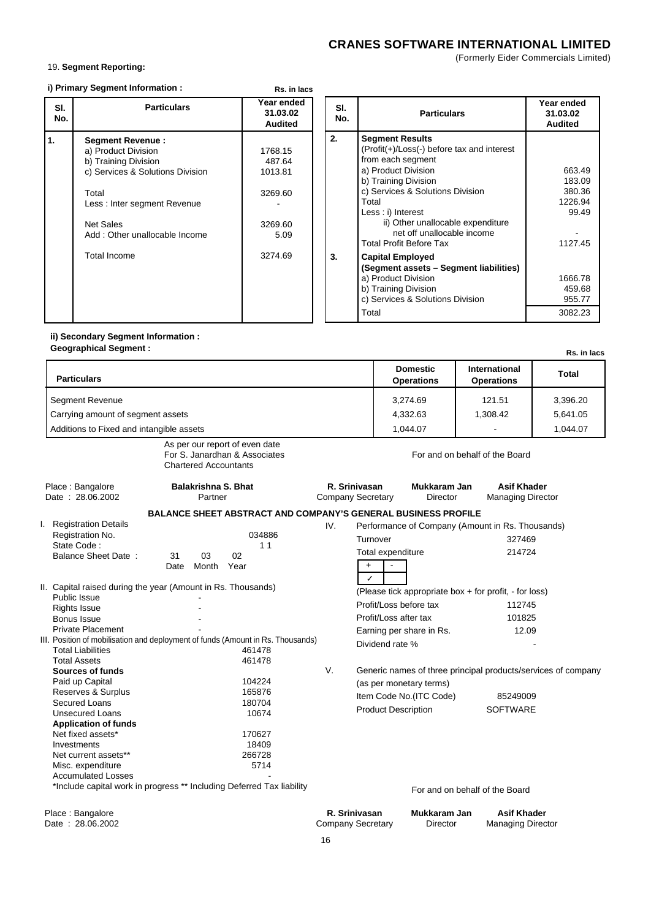**CRANES SOFTWARE INTERNATIONAL LIMITED**

(Formerly Eider Commercials Limited)

19. **Segment Reporting:**

**i) Primary Segment Information :** Rs. in lacs

| Sl. No. | Particulars | Year ended 31.03.02 Audited |
|---|---|---|
| 1. | **Segment Revenue :** | |
| | a) Product Division | 1768.15 |
| | b) Training Division | 487.64 |
| | c) Services & Solutions Division | 1013.81 |
| | Total | 3269.60 |
| | Less : Inter segment Revenue | - |
| | Net Sales | 3269.60 |
| | Add : Other unallocable Income | 5.09 |
| | Total Income | 3274.69 |

| Sl. No. | Particulars | Year ended 31.03.02 Audited |
|---|---|---|
| 2. | **Segment Results** (Profit(+)/Loss(-) before tax and interest from each segment | |
| | a) Product Division | 663.49 |
| | b) Training Division | 183.09 |
| | c) Services & Solutions Division | 380.36 |
| | Total | 1226.94 |
| | Less : i) Interest | 99.49 |
| | ii) Other unallocable expenditure net off unallocable income | - |
| | Total Profit Before Tax | 1127.45 |
| 3. | **Capital Employed (Segment assets – Segment liabilities)** | |
| | a) Product Division | 1666.78 |
| | b) Training Division | 459.68 |
| | c) Services & Solutions Division | 955.77 |
| | Total | 3082.23 |

**ii) Secondary Segment Information :**
**Geographical Segment :** Rs. in lacs

| Particulars | Domestic Operations | International Operations | Total |
|---|---|---|---|
| Segment Revenue | 3,274.69 | 121.51 | 3,396.20 |
| Carrying amount of segment assets | 4,332.63 | 1,308.42 | 5,641.05 |
| Additions to Fixed and intangible assets | 1,044.07 | - | 1,044.07 |

As per our report of even date
For S. Janardhan & Associates
Chartered Accountants

For and on behalf of the Board

Place : Bangalore
Date : 28.06.2002

**Balakrishna S. Bhat**
Partner

**R. Srinivasan** — Company Secretary
**Mukkaram Jan** — Director
**Asif Khader** — Managing Director

### BALANCE SHEET ABSTRACT AND COMPANY'S GENERAL BUSINESS PROFILE

**I. Registration Details**

| | |
|---|---|
| Registration No. | 034886 |
| State Code : | 1 1 |
| Balance Sheet Date : | 31 (Date) 03 (Month) 02 (Year) |

**II. Capital raised during the year (Amount in Rs. Thousands)**

| | |
|---|---|
| Public Issue | - |
| Rights Issue | - |
| Bonus Issue | - |
| Private Placement | - |

**III. Position of mobilisation and deployment of funds (Amount in Rs. Thousands)**

| | |
|---|---|
| Total Liabilities | 461478 |
| Total Assets | 461478 |
| **Sources of funds** | |
| Paid up Capital | 104224 |
| Reserves & Surplus | 165876 |
| Secured Loans | 180704 |
| Unsecured Loans | 10674 |
| **Application of funds** | |
| Net fixed assets* | 170627 |
| Investments | 18409 |
| Net current assets** | 266728 |
| Misc. expenditure | 5714 |
| Accumulated Losses | - |

*Include capital work in progress ** Including Deferred Tax liability

**IV. Performance of Company (Amount in Rs. Thousands)**

| | |
|---|---|
| Turnover | 327469 |
| Total expenditure | 214724 |

| + | - |
|---|---|
| ✓ | |

(Please tick appropriate box + for profit, - for loss)

| | |
|---|---|
| Profit/Loss before tax | 112745 |
| Profit/Loss after tax | 101825 |
| Earning per share in Rs. | 12.09 |
| Dividend rate % | - |

**V. Generic names of three principal products/services of company (as per monetary terms)**

| | |
|---|---|
| Item Code No.(ITC Code) | 85249009 |
| Product Description | SOFTWARE |

For and on behalf of the Board

Place : Bangalore
Date : 28.06.2002

**R. Srinivasan** — Company Secretary
**Mukkaram Jan** — Director
**Asif Khader** — Managing Director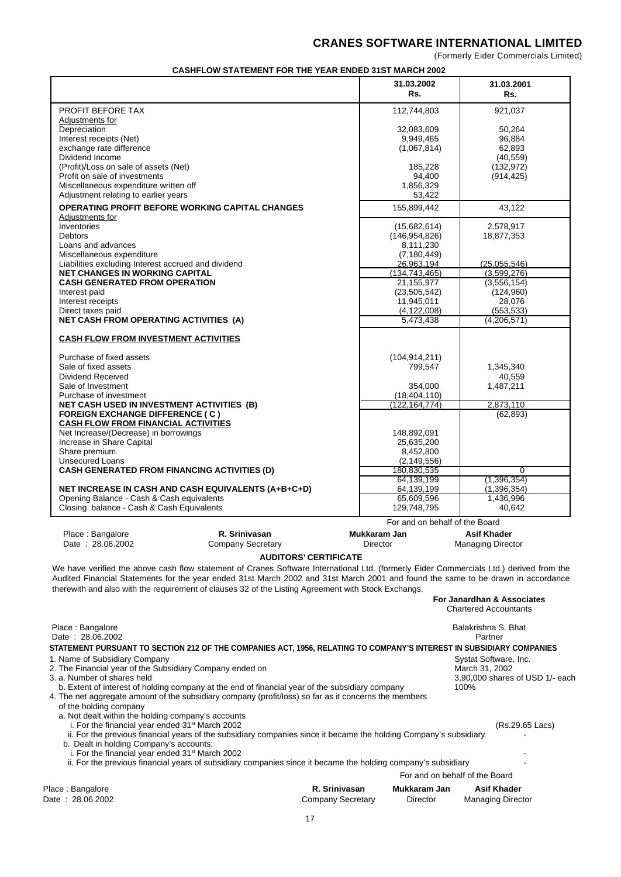# CRANES SOFTWARE INTERNATIONAL LIMITED

(Formerly Eider Commercials Limited)

## CASHFLOW STATEMENT FOR THE YEAR ENDED 31ST MARCH 2002

| | 31.03.2002 Rs. | 31.03.2001 Rs. |
|---|---|---|
| PROFIT BEFORE TAX | 112,744,803 | 921,037 |
| Adjustments for | | |
| Depreciation | 32,083,609 | 50,264 |
| Interest receipts (Net) | 9,949,465 | 96,884 |
| exchange rate difference | (1,067,814) | 62,893 |
| Dividend Income | | (40,559) |
| (Profit)/Loss on sale of assets (Net) | 185,228 | (132,972) |
| Profit on sale of investments | 94,400 | (914,425) |
| Miscellaneous expenditure written off | 1,856,329 | |
| Adjustment relating to earlier years | 53,422 | |
| **OPERATING PROFIT BEFORE WORKING CAPITAL CHANGES** | 155,899,442 | 43,122 |
| Adjustments for | | |
| Inventories | (15,682,614) | 2,578,917 |
| Debtors | (146,954,826) | 18,877,353 |
| Loans and advances | 8,111,230 | |
| Miscellaneous expenditure | (7,180,449) | |
| Liabilities excluding Interest accrued and dividend | 26,963,194 | (25,055,546) |
| **NET CHANGES IN WORKING CAPITAL** | (134,743,465) | (3,599,276) |
| **CASH GENERATED FROM OPERATION** | 21,155,977 | (3,556,154) |
| Interest paid | (23,505,542) | (124,960) |
| Interest receipts | 11,945,011 | 28,076 |
| Direct taxes paid | (4,122,008) | (553,533) |
| **NET CASH FROM OPERATING ACTIVITIES (A)** | 5,473,438 | (4,206,571) |
| **CASH FLOW FROM INVESTMENT ACTIVITIES** | | |
| Purchase of fixed assets | (104,914,211) | |
| Sale of fixed assets | 799,547 | 1,345,340 |
| Dividend Received | | 40,559 |
| Sale of Investment | 354,000 | 1,487,211 |
| Purchase of investment | (18,404,110) | |
| **NET CASH USED IN INVESTMENT ACTIVITIES (B)** | (122,164,774) | 2,873,110 |
| **FOREIGN EXCHANGE DIFFERENCE ( C )** | | (62,893) |
| **CASH FLOW FROM FINANCIAL ACTIVITIES** | | |
| Net Increase/(Decrease) in borrowings | 148,892,091 | |
| Increase in Share Capital | 25,635,200 | |
| Share premium | 8,452,800 | |
| Unsecured Loans | (2,149,556) | |
| **CASH GENERATED FROM FINANCING ACTIVITIES (D)** | 180,830,535 | 0 |
| | 64,139,199 | (1,396,354) |
| **NET INCREASE IN CASH AND CASH EQUIVALENTS (A+B+C+D)** | 64,139,199 | (1,396,354) |
| Opening Balance - Cash & Cash equivalents | 65,609,596 | 1,436,996 |
| Closing balance - Cash & Cash Equivalents | 129,748,795 | 40,642 |

For and on behalf of the Board

| Place : Bangalore | **R. Srinivasan** | **Mukkaram Jan** | **Asif Khader** |
|---|---|---|---|
| Date : 28.06.2002 | Company Secretary | Director | Managing Director |

## AUDITORS' CERTIFICATE

We have verified the above cash flow statement of Cranes Software International Ltd. (formerly Eider Commercials Ltd.) derived from the Audited Financial Statements for the year ended 31st March 2002 and 31st March 2001 and found the same to be drawn in accordance therewith and also with the requirement of clauses 32 of the Listing Agreement with Stock Exchangs.

**For Janardhan & Associates**
Chartered Accountants

Place : Bangalore
Date : 28.06.2002

Balakrishna S. Bhat
Partner

**STATEMENT PURSUANT TO SECTION 212 OF THE COMPANIES ACT, 1956, RELATING TO COMPANY'S INTEREST IN SUBSIDIARY COMPANIES**

1. Name of Subsidiary Company — Systat Software, Inc.
2. The Financial year of the Subsidiary Company ended on — March 31, 2002
3. a. Number of shares held — 3,90,000 shares of USD 1/- each
   b. Extent of interest of holding company at the end of financial year of the subsidiary company — 100%
4. The net aggregate amount of the subsidiary company (profit/loss) so far as it concerns the members of the holding company
   a. Not dealt within the holding company's accounts
      i. For the financial year ended 31st March 2002 — (Rs.29.65 Lacs)
      ii. For the previous financial years of the subsidiary companies since it became the holding Company's subsidiary — -
   b. Dealt in holding Company's accounts:
      i. For the financial year ended 31st March 2002 — -
      ii. For the previous financial years of subsidiary companies since it became the holding company's subsidiary — -

For and on behalf of the Board

| Place : Bangalore | **R. Srinivasan** | **Mukkaram Jan** | **Asif Khader** |
|---|---|---|---|
| Date : 28.06.2002 | Company Secretary | Director | Managing Director |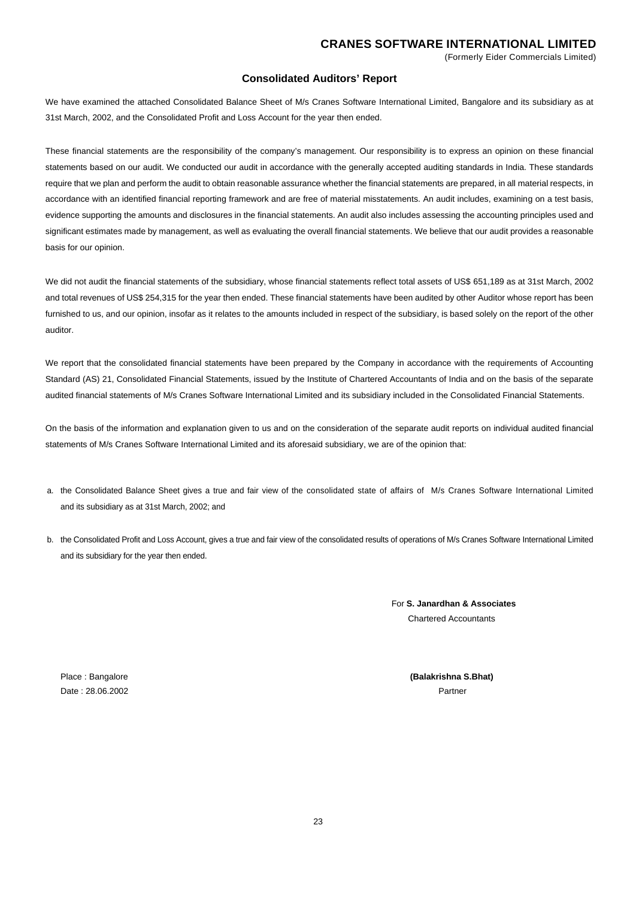# CRANES SOFTWARE INTERNATIONAL LIMITED

(Formerly Eider Commercials Limited)

## Consolidated Auditors' Report

We have examined the attached Consolidated Balance Sheet of M/s Cranes Software International Limited, Bangalore and its subsidiary as at 31st March, 2002, and the Consolidated Profit and Loss Account for the year then ended.

These financial statements are the responsibility of the company's management. Our responsibility is to express an opinion on these financial statements based on our audit. We conducted our audit in accordance with the generally accepted auditing standards in India. These standards require that we plan and perform the audit to obtain reasonable assurance whether the financial statements are prepared, in all material respects, in accordance with an identified financial reporting framework and are free of material misstatements. An audit includes, examining on a test basis, evidence supporting the amounts and disclosures in the financial statements. An audit also includes assessing the accounting principles used and significant estimates made by management, as well as evaluating the overall financial statements. We believe that our audit provides a reasonable basis for our opinion.

We did not audit the financial statements of the subsidiary, whose financial statements reflect total assets of US$ 651,189 as at 31st March, 2002 and total revenues of US$ 254,315 for the year then ended. These financial statements have been audited by other Auditor whose report has been furnished to us, and our opinion, insofar as it relates to the amounts included in respect of the subsidiary, is based solely on the report of the other auditor.

We report that the consolidated financial statements have been prepared by the Company in accordance with the requirements of Accounting Standard (AS) 21, Consolidated Financial Statements, issued by the Institute of Chartered Accountants of India and on the basis of the separate audited financial statements of M/s Cranes Software International Limited and its subsidiary included in the Consolidated Financial Statements.

On the basis of the information and explanation given to us and on the consideration of the separate audit reports on individual audited financial statements of M/s Cranes Software International Limited and its aforesaid subsidiary, we are of the opinion that:

a. the Consolidated Balance Sheet gives a true and fair view of the consolidated state of affairs of M/s Cranes Software International Limited and its subsidiary as at 31st March, 2002; and

b. the Consolidated Profit and Loss Account, gives a true and fair view of the consolidated results of operations of M/s Cranes Software International Limited and its subsidiary for the year then ended.

For **S. Janardhan & Associates**
Chartered Accountants

Place : Bangalore
Date : 28.06.2002

**(Balakrishna S.Bhat)**
Partner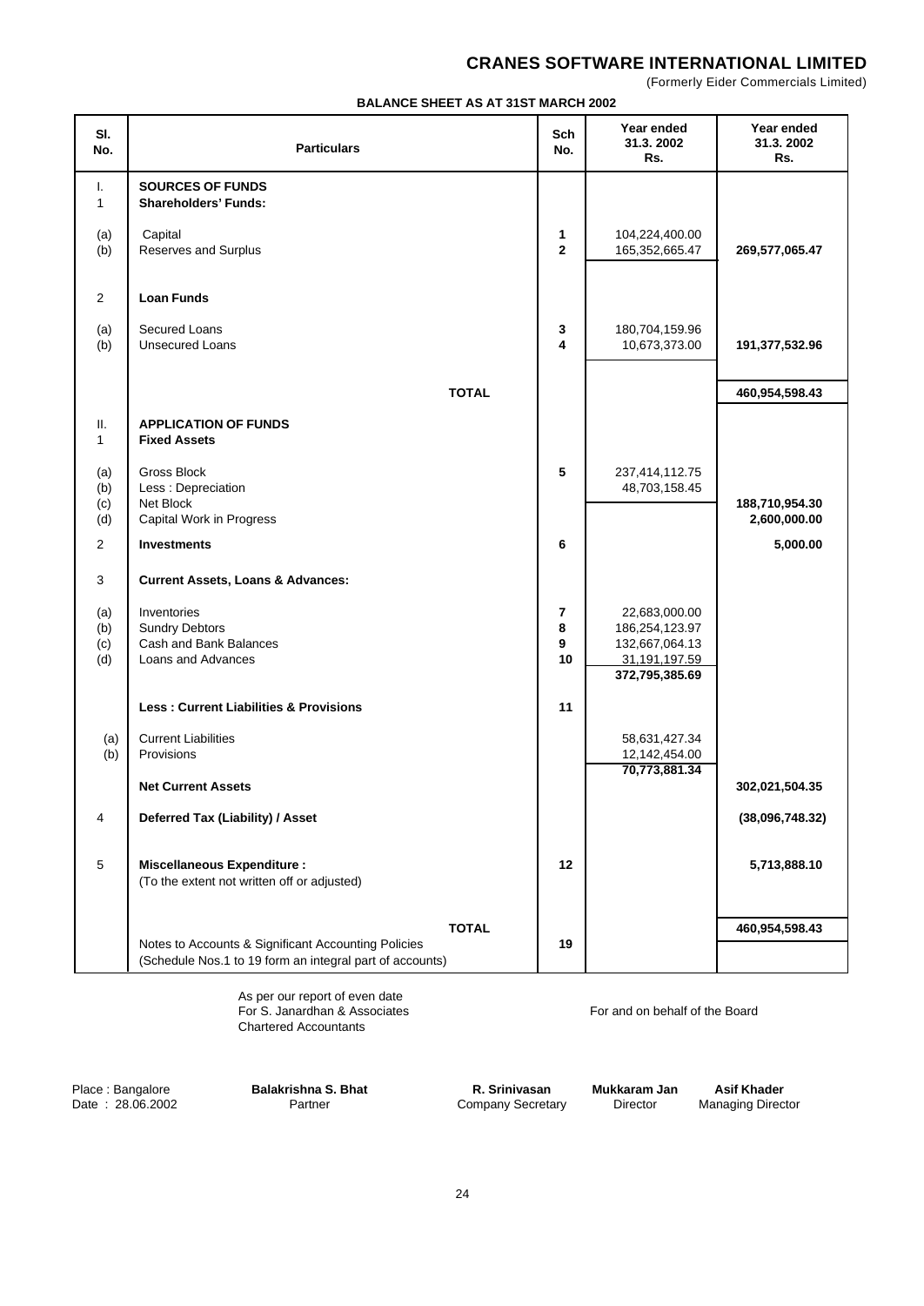# CRANES SOFTWARE INTERNATIONAL LIMITED

(Formerly Eider Commercials Limited)

**BALANCE SHEET AS AT 31ST MARCH 2002**

| Sl. No. | Particulars | Sch No. | Year ended 31.3. 2002 Rs. | Year ended 31.3. 2002 Rs. |
|---|---|---|---|---|
| I. | **SOURCES OF FUNDS** | | | |
| 1 | **Shareholders' Funds:** | | | |
| (a) | Capital | **1** | 104,224,400.00 | |
| (b) | Reserves and Surplus | **2** | 165,352,665.47 | **269,577,065.47** |
| 2 | **Loan Funds** | | | |
| (a) | Secured Loans | **3** | 180,704,159.96 | |
| (b) | Unsecured Loans | **4** | 10,673,373.00 | **191,377,532.96** |
| | **TOTAL** | | | **460,954,598.43** |
| II. | **APPLICATION OF FUNDS** | | | |
| 1 | **Fixed Assets** | | | |
| (a) | Gross Block | **5** | 237,414,112.75 | |
| (b) | Less : Depreciation | | 48,703,158.45 | |
| (c) | Net Block | | | **188,710,954.30** |
| (d) | Capital Work in Progress | | | **2,600,000.00** |
| 2 | **Investments** | **6** | | **5,000.00** |
| 3 | **Current Assets, Loans & Advances:** | | | |
| (a) | Inventories | **7** | 22,683,000.00 | |
| (b) | Sundry Debtors | **8** | 186,254,123.97 | |
| (c) | Cash and Bank Balances | **9** | 132,667,064.13 | |
| (d) | Loans and Advances | **10** | 31,191,197.59 | |
| | | | **372,795,385.69** | |
| | **Less : Current Liabilities & Provisions** | **11** | | |
| (a) | Current Liabilities | | 58,631,427.34 | |
| (b) | Provisions | | 12,142,454.00 | |
| | | | **70,773,881.34** | |
| | **Net Current Assets** | | | **302,021,504.35** |
| 4 | **Deferred Tax (Liability) / Asset** | | | **(38,096,748.32)** |
| 5 | **Miscellaneous Expenditure :** (To the extent not written off or adjusted) | **12** | | **5,713,888.10** |
| | **TOTAL** | | | **460,954,598.43** |
| | Notes to Accounts & Significant Accounting Policies (Schedule Nos.1 to 19 form an integral part of accounts) | **19** | | |

As per our report of even date
For S. Janardhan & Associates
Chartered Accountants

For and on behalf of the Board

Place : Bangalore
Date : 28.06.2002

**Balakrishna S. Bhat**
Partner

**R. Srinivasan**
Company Secretary

**Mukkaram Jan**
Director

**Asif Khader**
Managing Director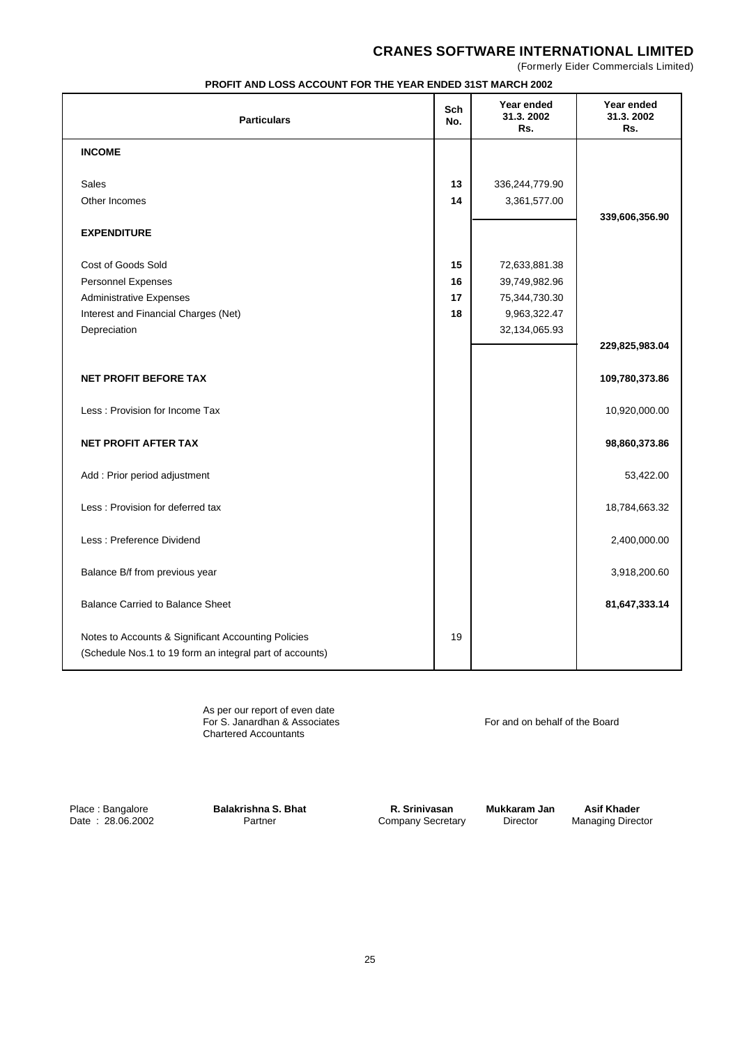# CRANES SOFTWARE INTERNATIONAL LIMITED

(Formerly Eider Commercials Limited)

## PROFIT AND LOSS ACCOUNT FOR THE YEAR ENDED 31ST MARCH 2002

| Particulars | Sch No. | Year ended 31.3. 2002 Rs. | Year ended 31.3. 2002 Rs. |
|---|---|---|---|
| **INCOME** | | | |
| Sales | **13** | 336,244,779.90 | |
| Other Incomes | **14** | 3,361,577.00 | |
| | | | **339,606,356.90** |
| **EXPENDITURE** | | | |
| Cost of Goods Sold | **15** | 72,633,881.38 | |
| Personnel Expenses | **16** | 39,749,982.96 | |
| Administrative Expenses | **17** | 75,344,730.30 | |
| Interest and Financial Charges (Net) | **18** | 9,963,322.47 | |
| Depreciation | | 32,134,065.93 | |
| | | | **229,825,983.04** |
| **NET PROFIT BEFORE TAX** | | | **109,780,373.86** |
| Less : Provision for Income Tax | | | 10,920,000.00 |
| **NET PROFIT AFTER TAX** | | | **98,860,373.86** |
| Add : Prior period adjustment | | | 53,422.00 |
| Less : Provision for deferred tax | | | 18,784,663.32 |
| Less : Preference Dividend | | | 2,400,000.00 |
| Balance B/f from previous year | | | 3,918,200.60 |
| Balance Carried to Balance Sheet | | | **81,647,333.14** |
| Notes to Accounts & Significant Accounting Policies (Schedule Nos.1 to 19 form an integral part of accounts) | 19 | | |

As per our report of even date
For S. Janardhan & Associates
Chartered Accountants

For and on behalf of the Board

Place : Bangalore
Date : 28.06.2002

**Balakrishna S. Bhat**
Partner

**R. Srinivasan**
Company Secretary

**Mukkaram Jan**
Director

**Asif Khader**
Managing Director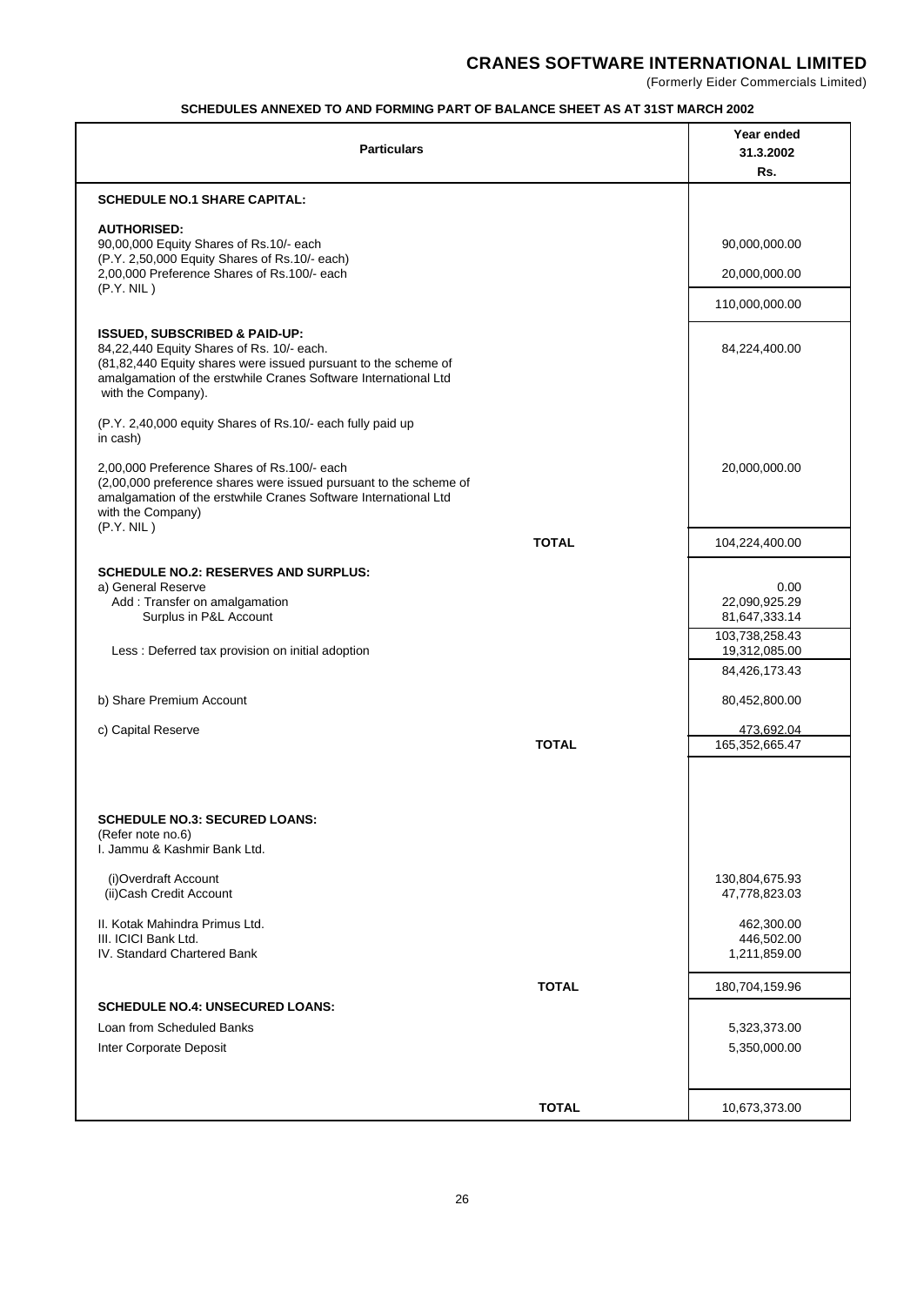# CRANES SOFTWARE INTERNATIONAL LIMITED

(Formerly Eider Commercials Limited)

## SCHEDULES ANNEXED TO AND FORMING PART OF BALANCE SHEET AS AT 31ST MARCH 2002

| Particulars | | Year ended 31.3.2002 Rs. |
|---|---|---|
| **SCHEDULE NO.1 SHARE CAPITAL:** | | |
| **AUTHORISED:** | | |
| 90,00,000 Equity Shares of Rs.10/- each (P.Y. 2,50,000 Equity Shares of Rs.10/- each) | | 90,000,000.00 |
| 2,00,000 Preference Shares of Rs.100/- each (P.Y. NIL ) | | 20,000,000.00 |
| | | 110,000,000.00 |
| **ISSUED, SUBSCRIBED & PAID-UP:** | | |
| 84,22,440 Equity Shares of Rs. 10/- each. (81,82,440 Equity shares were issued pursuant to the scheme of amalgamation of the erstwhile Cranes Software International Ltd with the Company). | | 84,224,400.00 |
| (P.Y. 2,40,000 equity Shares of Rs.10/- each fully paid up in cash) | | |
| 2,00,000 Preference Shares of Rs.100/- each (2,00,000 preference shares were issued pursuant to the scheme of amalgamation of the erstwhile Cranes Software International Ltd with the Company) (P.Y. NIL ) | | 20,000,000.00 |
| | **TOTAL** | 104,224,400.00 |
| **SCHEDULE NO.2: RESERVES AND SURPLUS:** | | |
| a) General Reserve | | 0.00 |
| Add : Transfer on amalgamation | | 22,090,925.29 |
| Surplus in P&L Account | | 81,647,333.14 |
| | | 103,738,258.43 |
| Less : Deferred tax provision on initial adoption | | 19,312,085.00 |
| | | 84,426,173.43 |
| b) Share Premium Account | | 80,452,800.00 |
| c) Capital Reserve | | 473,692.04 |
| | **TOTAL** | 165,352,665.47 |
| **SCHEDULE NO.3: SECURED LOANS:** (Refer note no.6) | | |
| I. Jammu & Kashmir Bank Ltd. | | |
| (i)Overdraft Account | | 130,804,675.93 |
| (ii)Cash Credit Account | | 47,778,823.03 |
| II. Kotak Mahindra Primus Ltd. | | 462,300.00 |
| III. ICICI Bank Ltd. | | 446,502.00 |
| IV. Standard Chartered Bank | | 1,211,859.00 |
| | **TOTAL** | 180,704,159.96 |
| **SCHEDULE NO.4: UNSECURED LOANS:** | | |
| Loan from Scheduled Banks | | 5,323,373.00 |
| Inter Corporate Deposit | | 5,350,000.00 |
| | **TOTAL** | 10,673,373.00 |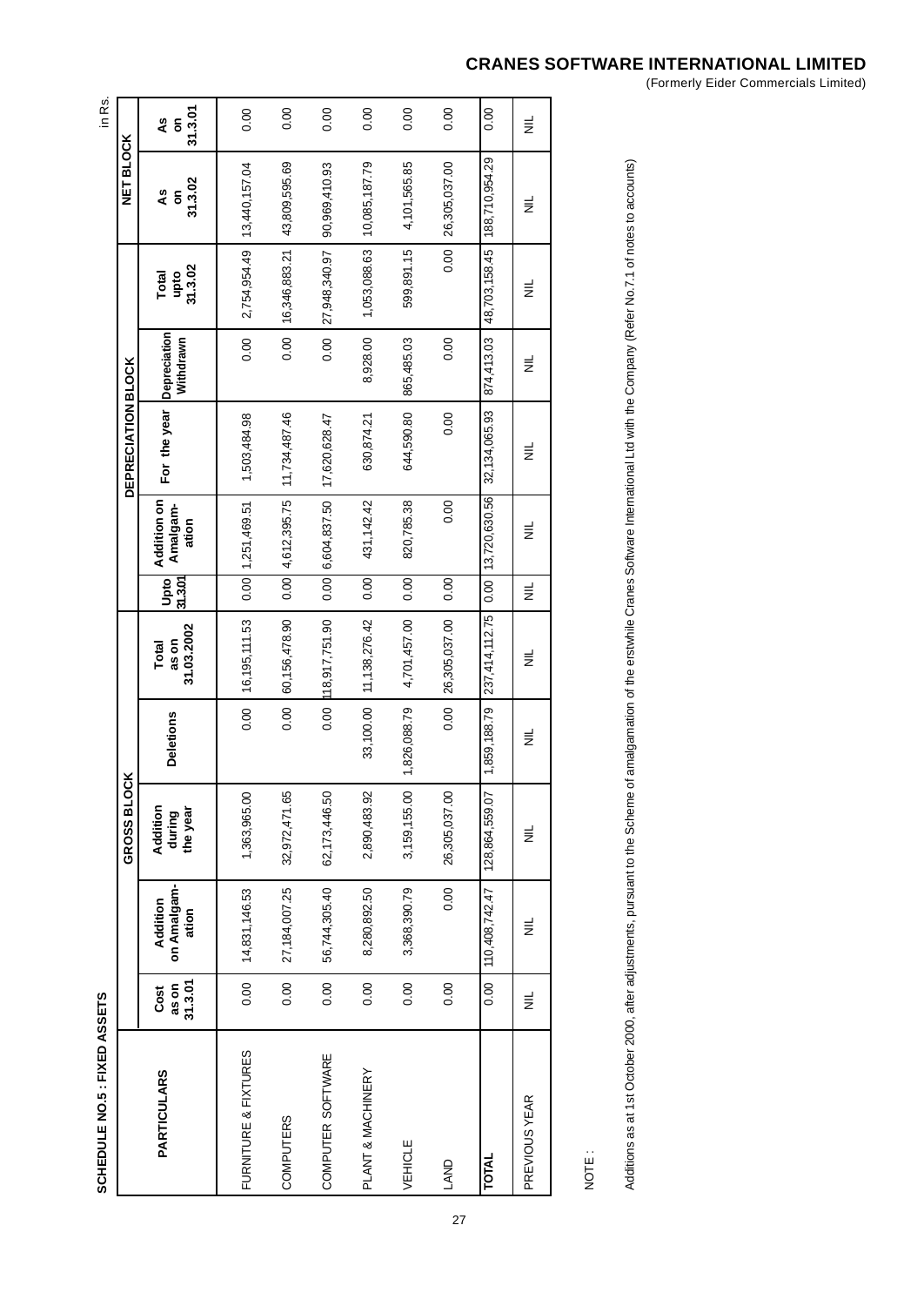**CRANES SOFTWARE INTERNATIONAL LIMITED**
(Formerly Eider Commercials Limited)

## SCHEDULE NO.5 : FIXED ASSETS

in Rs.

| PARTICULARS | GROSS BLOCK | | | | | DEPRECIATION BLOCK | | | | | NET BLOCK | |
|---|---|---|---|---|---|---|---|---|---|---|---|---|
| | Cost as on 31.3.01 | Addition on Amalgam-ation | Addition during the year | Deletions | Total as on 31.03.2002 | Upto 31.3.01 | Addition on Amalgam-ation | For the year | Depreciation Withdrawn | Total upto 31.3.02 | As on 31.3.02 | As on 31.3.01 |
| FURNITURE & FIXTURES | 0.00 | 14,831,146.53 | 1,363,965.00 | 0.00 | 16,195,111.53 | 0.00 | 1,251,469.51 | 1,503,484.98 | 0.00 | 2,754,954.49 | 13,440,157.04 | 0.00 |
| COMPUTERS | 0.00 | 27,184,007.25 | 32,972,471.65 | 0.00 | 60,156,478.90 | 0.00 | 4,612,395.75 | 11,734,487.46 | 0.00 | 16,346,883.21 | 43,809,595.69 | 0.00 |
| COMPUTER SOFTWARE | 0.00 | 56,744,305.40 | 62,173,446.50 | 0.00 | 118,917,751.90 | 0.00 | 6,604,837.50 | 17,620,628.47 | 0.00 | 27,948,340.97 | 90,969,410.93 | 0.00 |
| PLANT & MACHINERY | 0.00 | 8,280,892.50 | 2,890,483.92 | 33,100.00 | 11,138,276.42 | 0.00 | 431,142.42 | 630,874.21 | 8,928.00 | 1,053,088.63 | 10,085,187.79 | 0.00 |
| VEHICLE | 0.00 | 3,368,390.79 | 3,159,155.00 | 1,826,088.79 | 4,701,457.00 | 0.00 | 820,785.38 | 644,590.80 | 865,485.03 | 599,891.15 | 4,101,565.85 | 0.00 |
| LAND | 0.00 | 0.00 | 26,305,037.00 | 0.00 | 26,305,037.00 | 0.00 | 0.00 | 0.00 | 0.00 | 0.00 | 26,305,037.00 | 0.00 |
| **TOTAL** | 0.00 | 110,408,742.47 | 128,864,559.07 | 1,859,188.79 | 237,414,112.75 | 0.00 | 13,720,630.56 | 32,134,065.93 | 874,413.03 | 48,703,158.45 | 188,710,954.29 | 0.00 |
| PREVIOUS YEAR | NIL | NIL | NIL | NIL | NIL | NIL | NIL | NIL | NIL | NIL | NIL | NIL |

NOTE :

Additions as at 1st October 2000, after adjustments, pursuant to the Scheme of amalgamation of the erstwhile Cranes Software International Ltd with the Company (Refer No.7.1 of notes to accounts)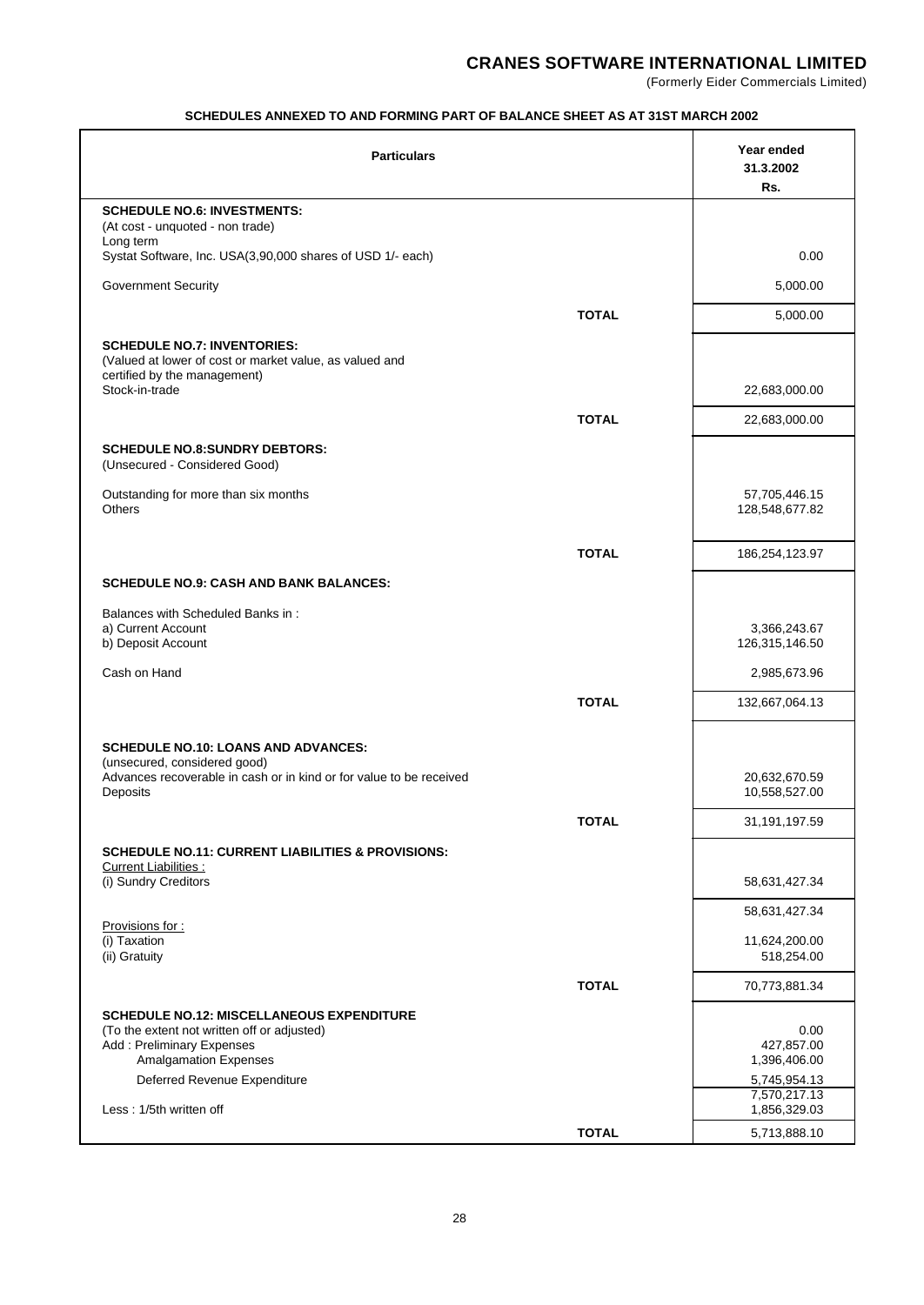# CRANES SOFTWARE INTERNATIONAL LIMITED

(Formerly Eider Commercials Limited)

**SCHEDULES ANNEXED TO AND FORMING PART OF BALANCE SHEET AS AT 31ST MARCH 2002**

| Particulars | | Year ended 31.3.2002 Rs. |
|---|---|---|
| **SCHEDULE NO.6: INVESTMENTS:** | | |
| (At cost - unquoted - non trade) | | |
| Long term | | |
| Systat Software, Inc. USA(3,90,000 shares of USD 1/- each) | | 0.00 |
| Government Security | | 5,000.00 |
| | **TOTAL** | 5,000.00 |
| **SCHEDULE NO.7: INVENTORIES:** | | |
| (Valued at lower of cost or market value, as valued and certified by the management) | | |
| Stock-in-trade | | 22,683,000.00 |
| | **TOTAL** | 22,683,000.00 |
| **SCHEDULE NO.8:SUNDRY DEBTORS:** | | |
| (Unsecured - Considered Good) | | |
| Outstanding for more than six months | | 57,705,446.15 |
| Others | | 128,548,677.82 |
| | **TOTAL** | 186,254,123.97 |
| **SCHEDULE NO.9: CASH AND BANK BALANCES:** | | |
| Balances with Scheduled Banks in : | | |
| a) Current Account | | 3,366,243.67 |
| b) Deposit Account | | 126,315,146.50 |
| Cash on Hand | | 2,985,673.96 |
| | **TOTAL** | 132,667,064.13 |
| **SCHEDULE NO.10: LOANS AND ADVANCES:** | | |
| (unsecured, considered good) | | |
| Advances recoverable in cash or in kind or for value to be received | | 20,632,670.59 |
| Deposits | | 10,558,527.00 |
| | **TOTAL** | 31,191,197.59 |
| **SCHEDULE NO.11: CURRENT LIABILITIES & PROVISIONS:** | | |
| Current Liabilities : | | |
| (i) Sundry Creditors | | 58,631,427.34 |
| | | 58,631,427.34 |
| Provisions for : | | |
| (i) Taxation | | 11,624,200.00 |
| (ii) Gratuity | | 518,254.00 |
| | **TOTAL** | 70,773,881.34 |
| **SCHEDULE NO.12: MISCELLANEOUS EXPENDITURE** | | |
| (To the extent not written off or adjusted) | | 0.00 |
| Add : Preliminary Expenses | | 427,857.00 |
| Amalgamation Expenses | | 1,396,406.00 |
| Deferred Revenue Expenditure | | 5,745,954.13 |
| | | 7,570,217.13 |
| Less : 1/5th written off | | 1,856,329.03 |
| | **TOTAL** | 5,713,888.10 |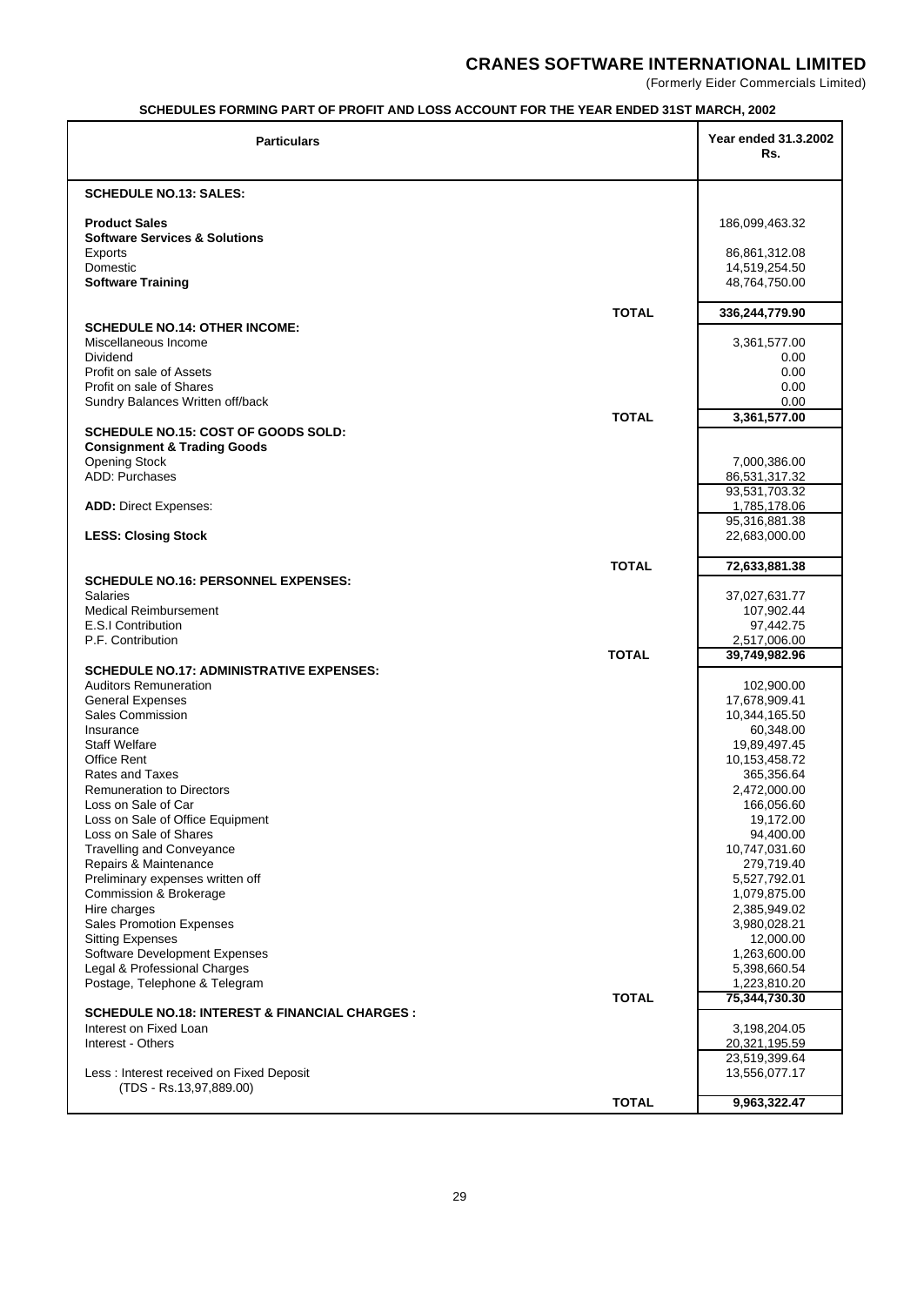# CRANES SOFTWARE INTERNATIONAL LIMITED

(Formerly Eider Commercials Limited)

## SCHEDULES FORMING PART OF PROFIT AND LOSS ACCOUNT FOR THE YEAR ENDED 31ST MARCH, 2002

| Particulars | | Year ended 31.3.2002 Rs. |
|---|---|---|
| **SCHEDULE NO.13: SALES:** | | |
| **Product Sales** | | 186,099,463.32 |
| **Software Services & Solutions** | | |
| Exports | | 86,861,312.08 |
| Domestic | | 14,519,254.50 |
| **Software Training** | | 48,764,750.00 |
| | **TOTAL** | **336,244,779.90** |
| **SCHEDULE NO.14: OTHER INCOME:** | | |
| Miscellaneous Income | | 3,361,577.00 |
| Dividend | | 0.00 |
| Profit on sale of Assets | | 0.00 |
| Profit on sale of Shares | | 0.00 |
| Sundry Balances Written off/back | | 0.00 |
| | **TOTAL** | **3,361,577.00** |
| **SCHEDULE NO.15: COST OF GOODS SOLD:** | | |
| **Consignment & Trading Goods** | | |
| Opening Stock | | 7,000,386.00 |
| ADD: Purchases | | 86,531,317.32 |
| | | 93,531,703.32 |
| **ADD:** Direct Expenses: | | 1,785,178.06 |
| | | 95,316,881.38 |
| **LESS: Closing Stock** | | 22,683,000.00 |
| | **TOTAL** | **72,633,881.38** |
| **SCHEDULE NO.16: PERSONNEL EXPENSES:** | | |
| Salaries | | 37,027,631.77 |
| Medical Reimbursement | | 107,902.44 |
| E.S.I Contribution | | 97,442.75 |
| P.F. Contribution | | 2,517,006.00 |
| | **TOTAL** | **39,749,982.96** |
| **SCHEDULE NO.17: ADMINISTRATIVE EXPENSES:** | | |
| Auditors Remuneration | | 102,900.00 |
| General Expenses | | 17,678,909.41 |
| Sales Commission | | 10,344,165.50 |
| Insurance | | 60,348.00 |
| Staff Welfare | | 19,89,497.45 |
| Office Rent | | 10,153,458.72 |
| Rates and Taxes | | 365,356.64 |
| Remuneration to Directors | | 2,472,000.00 |
| Loss on Sale of Car | | 166,056.60 |
| Loss on Sale of Office Equipment | | 19,172.00 |
| Loss on Sale of Shares | | 94,400.00 |
| Travelling and Conveyance | | 10,747,031.60 |
| Repairs & Maintenance | | 279,719.40 |
| Preliminary expenses written off | | 5,527,792.01 |
| Commission & Brokerage | | 1,079,875.00 |
| Hire charges | | 2,385,949.02 |
| Sales Promotion Expenses | | 3,980,028.21 |
| Sitting Expenses | | 12,000.00 |
| Software Development Expenses | | 1,263,600.00 |
| Legal & Professional Charges | | 5,398,660.54 |
| Postage, Telephone & Telegram | | 1,223,810.20 |
| | **TOTAL** | **75,344,730.30** |
| **SCHEDULE NO.18: INTEREST & FINANCIAL CHARGES :** | | |
| Interest on Fixed Loan | | 3,198,204.05 |
| Interest - Others | | 20,321,195.59 |
| | | 23,519,399.64 |
| Less : Interest received on Fixed Deposit (TDS - Rs.13,97,889.00) | | 13,556,077.17 |
| | **TOTAL** | **9,963,322.47** |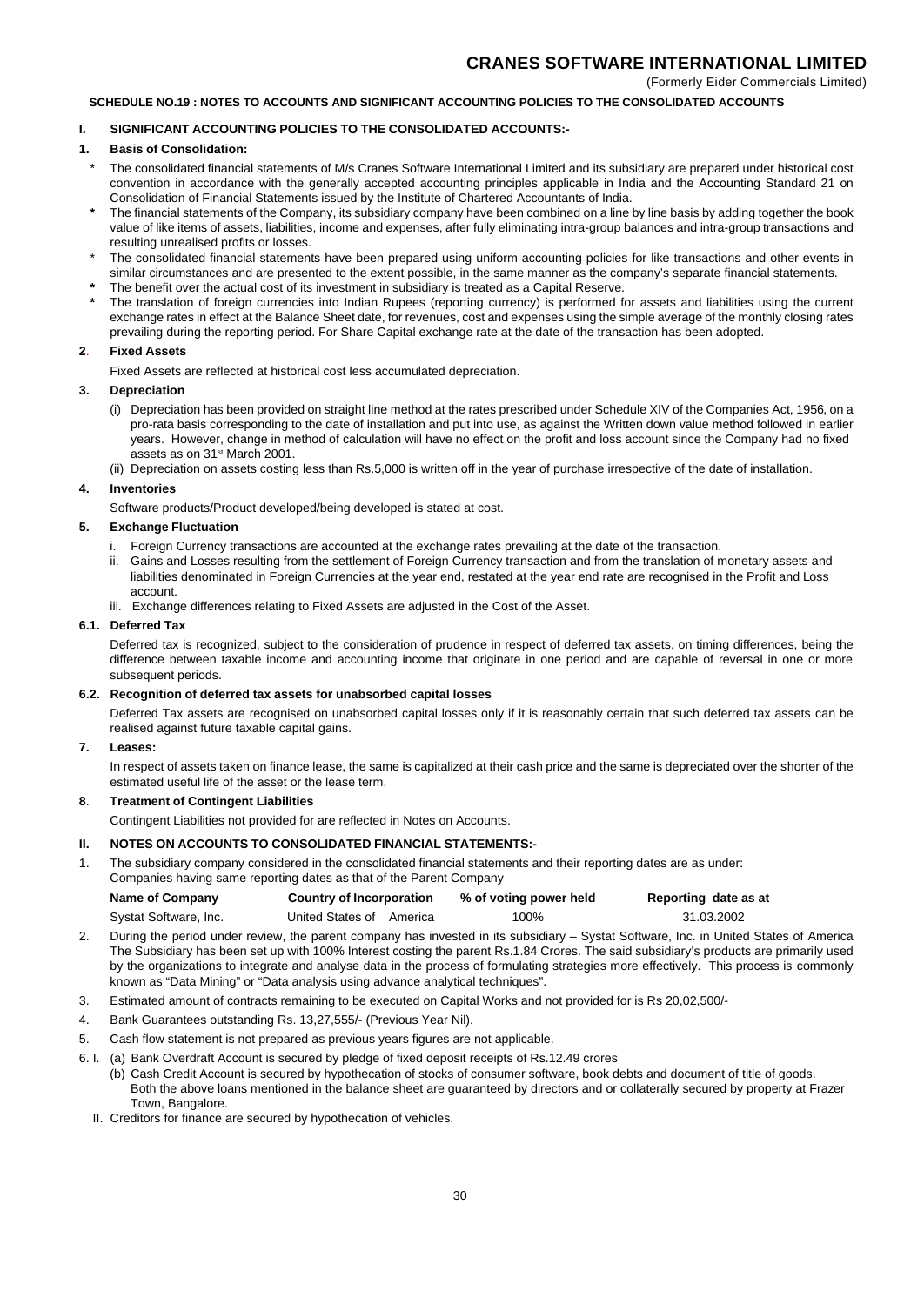# CRANES SOFTWARE INTERNATIONAL LIMITED

(Formerly Eider Commercials Limited)

**SCHEDULE NO.19 : NOTES TO ACCOUNTS AND SIGNIFICANT ACCOUNTING POLICIES TO THE CONSOLIDATED ACCOUNTS**

## I. SIGNIFICANT ACCOUNTING POLICIES TO THE CONSOLIDATED ACCOUNTS:-

### 1. Basis of Consolidation:

- The consolidated financial statements of M/s Cranes Software International Limited and its subsidiary are prepared under historical cost convention in accordance with the generally accepted accounting principles applicable in India and the Accounting Standard 21 on Consolidation of Financial Statements issued by the Institute of Chartered Accountants of India.
- The financial statements of the Company, its subsidiary company have been combined on a line by line basis by adding together the book value of like items of assets, liabilities, income and expenses, after fully eliminating intra-group balances and intra-group transactions and resulting unrealised profits or losses.
- The consolidated financial statements have been prepared using uniform accounting policies for like transactions and other events in similar circumstances and are presented to the extent possible, in the same manner as the company's separate financial statements.
- The benefit over the actual cost of its investment in subsidiary is treated as a Capital Reserve.
- The translation of foreign currencies into Indian Rupees (reporting currency) is performed for assets and liabilities using the current exchange rates in effect at the Balance Sheet date, for revenues, cost and expenses using the simple average of the monthly closing rates prevailing during the reporting period. For Share Capital exchange rate at the date of the transaction has been adopted.

### 2. Fixed Assets

Fixed Assets are reflected at historical cost less accumulated depreciation.

### 3. Depreciation

(i) Depreciation has been provided on straight line method at the rates prescribed under Schedule XIV of the Companies Act, 1956, on a pro-rata basis corresponding to the date of installation and put into use, as against the Written down value method followed in earlier years. However, change in method of calculation will have no effect on the profit and loss account since the Company had no fixed assets as on 31st March 2001.

(ii) Depreciation on assets costing less than Rs.5,000 is written off in the year of purchase irrespective of the date of installation.

### 4. Inventories

Software products/Product developed/being developed is stated at cost.

### 5. Exchange Fluctuation

i. Foreign Currency transactions are accounted at the exchange rates prevailing at the date of the transaction.

ii. Gains and Losses resulting from the settlement of Foreign Currency transaction and from the translation of monetary assets and liabilities denominated in Foreign Currencies at the year end, restated at the year end rate are recognised in the Profit and Loss account.

iii. Exchange differences relating to Fixed Assets are adjusted in the Cost of the Asset.

### 6.1. Deferred Tax

Deferred tax is recognized, subject to the consideration of prudence in respect of deferred tax assets, on timing differences, being the difference between taxable income and accounting income that originate in one period and are capable of reversal in one or more subsequent periods.

### 6.2. Recognition of deferred tax assets for unabsorbed capital losses

Deferred Tax assets are recognised on unabsorbed capital losses only if it is reasonably certain that such deferred tax assets can be realised against future taxable capital gains.

### 7. Leases:

In respect of assets taken on finance lease, the same is capitalized at their cash price and the same is depreciated over the shorter of the estimated useful life of the asset or the lease term.

### 8. Treatment of Contingent Liabilities

Contingent Liabilities not provided for are reflected in Notes on Accounts.

## II. NOTES ON ACCOUNTS TO CONSOLIDATED FINANCIAL STATEMENTS:-

1. The subsidiary company considered in the consolidated financial statements and their reporting dates are as under:
   Companies having same reporting dates as that of the Parent Company

| Name of Company | Country of Incorporation | % of voting power held | Reporting date as at |
|---|---|---|---|
| Systat Software, Inc. | United States of America | 100% | 31.03.2002 |

2. During the period under review, the parent company has invested in its subsidiary – Systat Software, Inc. in United States of America The Subsidiary has been set up with 100% Interest costing the parent Rs.1.84 Crores. The said subsidiary's products are primarily used by the organizations to integrate and analyse data in the process of formulating strategies more effectively. This process is commonly known as "Data Mining" or "Data analysis using advance analytical techniques".
3. Estimated amount of contracts remaining to be executed on Capital Works and not provided for is Rs 20,02,500/-
4. Bank Guarantees outstanding Rs. 13,27,555/- (Previous Year Nil).
5. Cash flow statement is not prepared as previous years figures are not applicable.
6. I. (a) Bank Overdraft Account is secured by pledge of fixed deposit receipts of Rs.12.49 crores
   (b) Cash Credit Account is secured by hypothecation of stocks of consumer software, book debts and document of title of goods.
   Both the above loans mentioned in the balance sheet are guaranteed by directors and or collaterally secured by property at Frazer Town, Bangalore.

   II. Creditors for finance are secured by hypothecation of vehicles.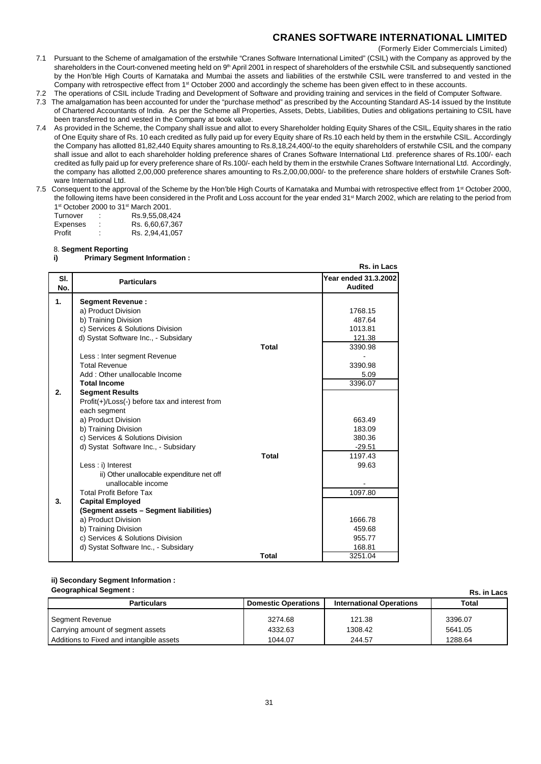7.1 Pursuant to the Scheme of amalgamation of the erstwhile "Cranes Software International Limited" (CSIL) with the Company as approved by the shareholders in the Court-convened meeting held on 9th April 2001 in respect of shareholders of the erstwhile CSIL and subsequently sanctioned by the Hon'ble High Courts of Karnataka and Mumbai the assets and liabilities of the erstwhile CSIL were transferred to and vested in the Company with retrospective effect from 1st October 2000 and accordingly the scheme has been given effect to in these accounts.

7.2 The operations of CSIL include Trading and Development of Software and providing training and services in the field of Computer Software.

7.3 The amalgamation has been accounted for under the "purchase method" as prescribed by the Accounting Standard AS-14 issued by the Institute of Chartered Accountants of India. As per the Scheme all Properties, Assets, Debts, Liabilities, Duties and obligations pertaining to CSIL have been transferred to and vested in the Company at book value.

7.4 As provided in the Scheme, the Company shall issue and allot to every Shareholder holding Equity Shares of the CSIL, Equity shares in the ratio of One Equity share of Rs. 10 each credited as fully paid up for every Equity share of Rs.10 each held by them in the erstwhile CSIL. Accordingly the Company has allotted 81,82,440 Equity shares amounting to Rs.8,18,24,400/-to the equity shareholders of erstwhile CSIL and the company shall issue and allot to each shareholder holding preference shares of Cranes Software International Ltd. preference shares of Rs.100/- each credited as fully paid up for every preference share of Rs.100/- each held by them in the erstwhile Cranes Software International Ltd. Accordingly, the company has allotted 2,00,000 preference shares amounting to Rs.2,00,00,000/- to the preference share holders of erstwhile Cranes Software International Ltd.

7.5 Consequent to the approval of the Scheme by the Hon'ble High Courts of Karnataka and Mumbai with retrospective effect from 1st October 2000, the following items have been considered in the Profit and Loss account for the year ended 31st March 2002, which are relating to the period from 1st October 2000 to 31st March 2001.

| | | |
|---|---|---|
| Turnover | : | Rs.9,55,08,424 |
| Expenses | : | Rs. 6,60,67,367 |
| Profit | : | Rs. 2,94,41,057 |

8. **Segment Reporting**

**i) Primary Segment Information :**

**Rs. in Lacs**

| Sl. No. | Particulars | | Year ended 31.3.2002 Audited |
|---|---|---|---|
| **1.** | **Segment Revenue :** | | |
| | a) Product Division | | 1768.15 |
| | b) Training Division | | 487.64 |
| | c) Services & Solutions Division | | 1013.81 |
| | d) Systat Software Inc., - Subsidary | | 121.38 |
| | | **Total** | 3390.98 |
| | Less : Inter segment Revenue | | - |
| | Total Revenue | | 3390.98 |
| | Add : Other unallocable Income | | 5.09 |
| | **Total Income** | | 3396.07 |
| **2.** | **Segment Results** | | |
| | Profit(+)/Loss(-) before tax and interest from each segment | | |
| | a) Product Division | | 663.49 |
| | b) Training Division | | 183.09 |
| | c) Services & Solutions Division | | 380.36 |
| | d) Systat Software Inc., - Subsidary | | -29.51 |
| | | **Total** | 1197.43 |
| | Less : i) Interest | | 99.63 |
| | ii) Other unallocable expenditure net off unallocable income | | - |
| | Total Profit Before Tax | | 1097.80 |
| **3.** | **Capital Employed** | | |
| | **(Segment assets – Segment liabilities)** | | |
| | a) Product Division | | 1666.78 |
| | b) Training Division | | 459.68 |
| | c) Services & Solutions Division | | 955.77 |
| | d) Systat Software Inc., - Subsidary | | 168.81 |
| | | **Total** | 3251.04 |

**ii) Secondary Segment Information :**

**Geographical Segment :**

**Rs. in Lacs**

| Particulars | Domestic Operations | International Operations | Total |
|---|---|---|---|
| Segment Revenue | 3274.68 | 121.38 | 3396.07 |
| Carrying amount of segment assets | 4332.63 | 1308.42 | 5641.05 |
| Additions to Fixed and intangible assets | 1044.07 | 244.57 | 1288.64 |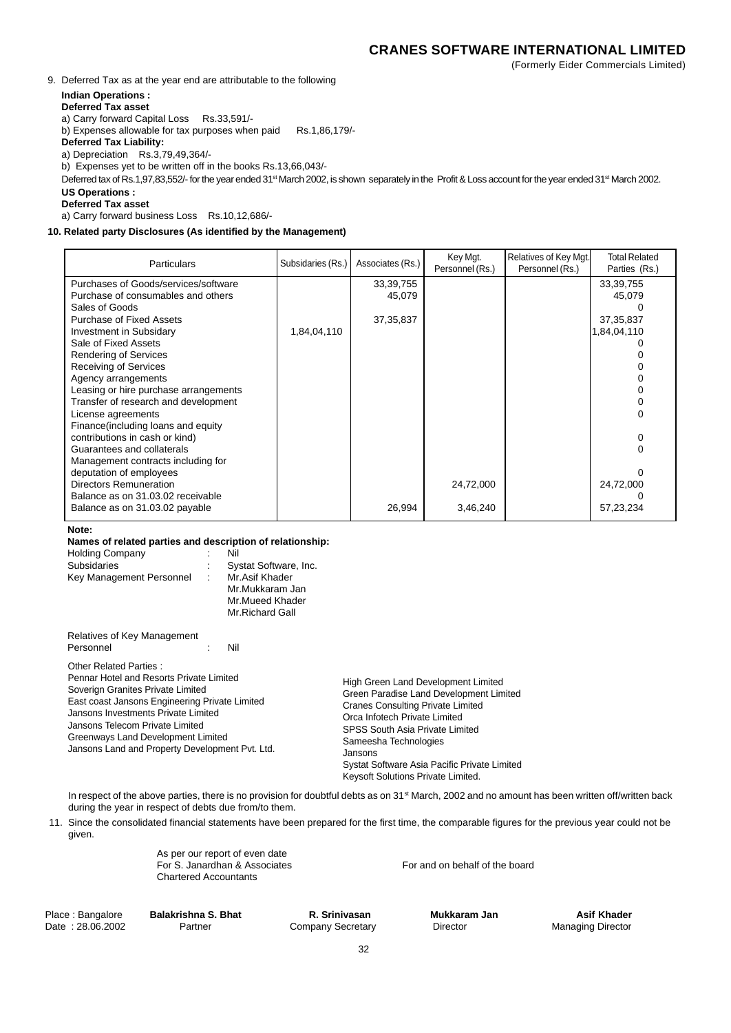9. Deferred Tax as at the year end are attributable to the following

**Indian Operations :**

**Deferred Tax asset**

a) Carry forward Capital Loss Rs.33,591/-

b) Expenses allowable for tax purposes when paid Rs.1,86,179/-

**Deferred Tax Liability:**

a) Depreciation Rs.3,79,49,364/-

b) Expenses yet to be written off in the books Rs.13,66,043/-

Deferred tax of Rs.1,97,83,552/- for the year ended 31st March 2002, is shown separately in the Profit & Loss account for the year ended 31st March 2002.

**US Operations :**

**Deferred Tax asset**

a) Carry forward business Loss Rs.10,12,686/-

**10. Related party Disclosures (As identified by the Management)**

| Particulars | Subsidaries (Rs.) | Associates (Rs.) | Key Mgt. Personnel (Rs.) | Relatives of Key Mgt. Personnel (Rs.) | Total Related Parties (Rs.) |
|---|---|---|---|---|---|
| Purchases of Goods/services/software | | 33,39,755 | | | 33,39,755 |
| Purchase of consumables and others | | 45,079 | | | 45,079 |
| Sales of Goods | | | | | 0 |
| Purchase of Fixed Assets | | 37,35,837 | | | 37,35,837 |
| Investment in Subsidary | 1,84,04,110 | | | | 1,84,04,110 |
| Sale of Fixed Assets | | | | | 0 |
| Rendering of Services | | | | | 0 |
| Receiving of Services | | | | | 0 |
| Agency arrangements | | | | | 0 |
| Leasing or hire purchase arrangements | | | | | 0 |
| Transfer of research and development | | | | | 0 |
| License agreements | | | | | 0 |
| Finance(including loans and equity contributions in cash or kind) | | | | | 0 |
| Guarantees and collaterals | | | | | 0 |
| Management contracts including for deputation of employees | | | | | 0 |
| Directors Remuneration | | | 24,72,000 | | 24,72,000 |
| Balance as on 31.03.02 receivable | | | | | 0 |
| Balance as on 31.03.02 payable | | 26,994 | 3,46,240 | | 57,23,234 |

**Note:**

**Names of related parties and description of relationship:**

Holding Company : Nil

Subsidaries : Systat Software, Inc.

Key Management Personnel : Mr.Asif Khader
Mr.Mukkaram Jan
Mr.Mueed Khader
Mr.Richard Gall

Relatives of Key Management Personnel : Nil

Other Related Parties :

Pennar Hotel and Resorts Private Limited
Soverign Granites Private Limited
East coast Jansons Engineering Private Limited
Jansons Investments Private Limited
Jansons Telecom Private Limited
Greenways Land Development Limited
Jansons Land and Property Development Pvt. Ltd.
High Green Land Development Limited
Green Paradise Land Development Limited
Cranes Consulting Private Limited
Orca Infotech Private Limited
SPSS South Asia Private Limited
Sameesha Technologies
Jansons
Systat Software Asia Pacific Private Limited
Keysoft Solutions Private Limited.

In respect of the above parties, there is no provision for doubtful debts as on 31st March, 2002 and no amount has been written off/written back during the year in respect of debts due from/to them.

11. Since the consolidated financial statements have been prepared for the first time, the comparable figures for the previous year could not be given.

As per our report of even date
For S. Janardhan & Associates
Chartered Accountants

For and on behalf of the board

Place : Bangalore
Date : 28.06.2002

**Balakrishna S. Bhat**
Partner

**R. Srinivasan**
Company Secretary

**Mukkaram Jan**
Director

**Asif Khader**
Managing Director